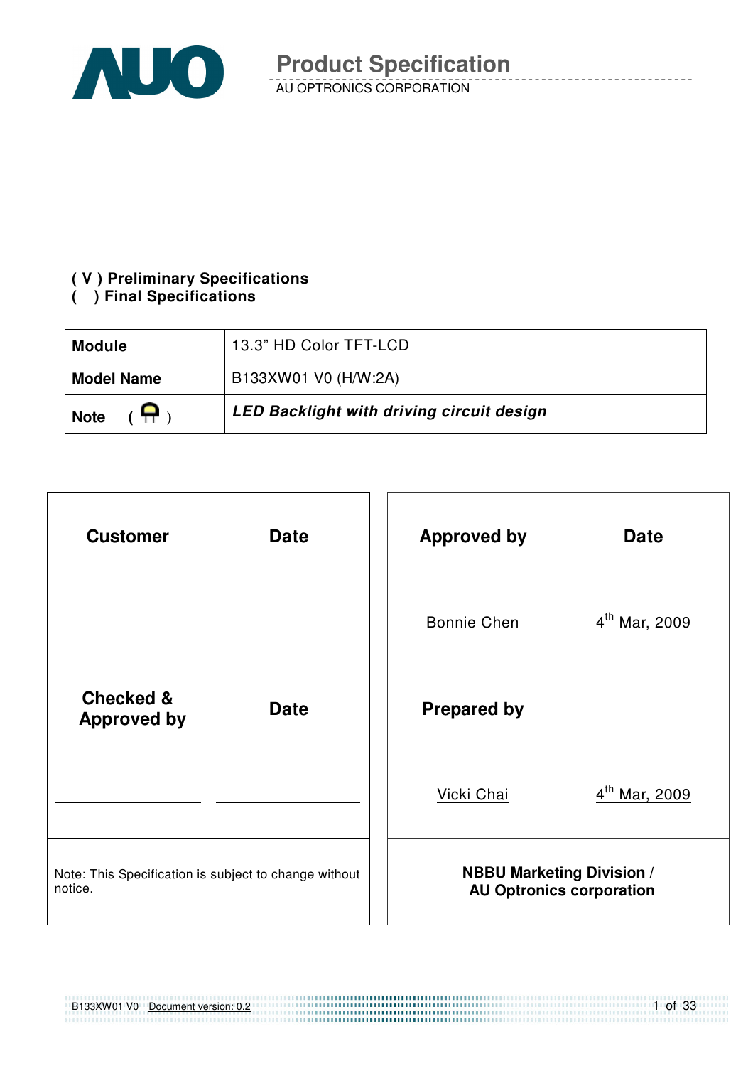# Product Specification

AU OPTRONICS CORPORATION

**( V ) Preliminary Specifications**
**(   ) Final Specifications**

| **Module** | 13.3" HD Color TFT-LCD |
|---|---|
| **Model Name** | B133XW01 V0 (H/W:2A) |
| **Note** | ***LED Backlight with driving circuit design*** |

| **Customer** | **Date** | **Approved by** | **Date** |
|---|---|---|---|
| | | Bonnie Chen | 4th Mar, 2009 |
| **Checked & Approved by** | **Date** | **Prepared by** | |
| | | Vicki Chai | 4th Mar, 2009 |

Note: This Specification is subject to change without notice.

**NBBU Marketing Division / AU Optronics corporation**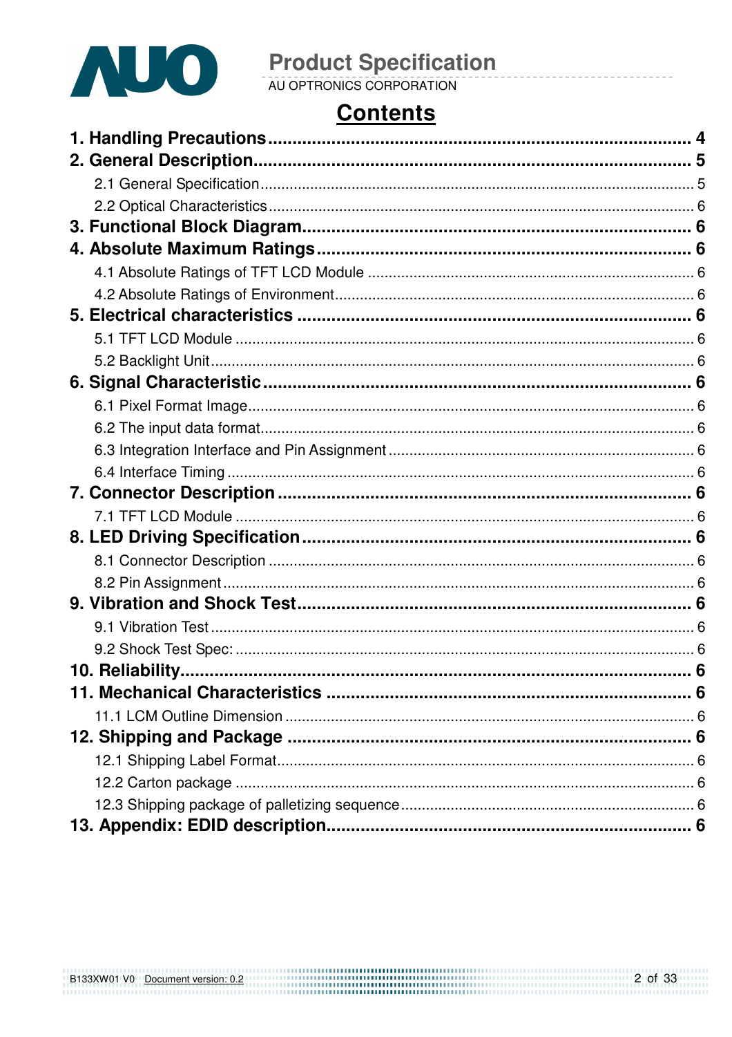# Contents

**1. Handling Precautions** ........................................................................ **4**

**2. General Description** ........................................................................ **5**

- 2.1 General Specification ........................................................................ 5
- 2.2 Optical Characteristics ........................................................................ 6

**3. Functional Block Diagram** ........................................................................ **6**

**4. Absolute Maximum Ratings** ........................................................................ **6**

- 4.1 Absolute Ratings of TFT LCD Module ........................................................................ 6
- 4.2 Absolute Ratings of Environment ........................................................................ 6

**5. Electrical characteristics** ........................................................................ **6**

- 5.1 TFT LCD Module ........................................................................ 6
- 5.2 Backlight Unit ........................................................................ 6

**6. Signal Characteristic** ........................................................................ **6**

- 6.1 Pixel Format Image ........................................................................ 6
- 6.2 The input data format ........................................................................ 6
- 6.3 Integration Interface and Pin Assignment ........................................................................ 6
- 6.4 Interface Timing ........................................................................ 6

**7. Connector Description** ........................................................................ **6**

- 7.1 TFT LCD Module ........................................................................ 6

**8. LED Driving Specification** ........................................................................ **6**

- 8.1 Connector Description ........................................................................ 6
- 8.2 Pin Assignment ........................................................................ 6

**9. Vibration and Shock Test** ........................................................................ **6**

- 9.1 Vibration Test ........................................................................ 6
- 9.2 Shock Test Spec: ........................................................................ 6

**10. Reliability** ........................................................................ **6**

**11. Mechanical Characteristics** ........................................................................ **6**

- 11.1 LCM Outline Dimension ........................................................................ 6

**12. Shipping and Package** ........................................................................ **6**

- 12.1 Shipping Label Format ........................................................................ 6
- 12.2 Carton package ........................................................................ 6
- 12.3 Shipping package of palletizing sequence ........................................................................ 6

**13. Appendix: EDID description** ........................................................................ **6**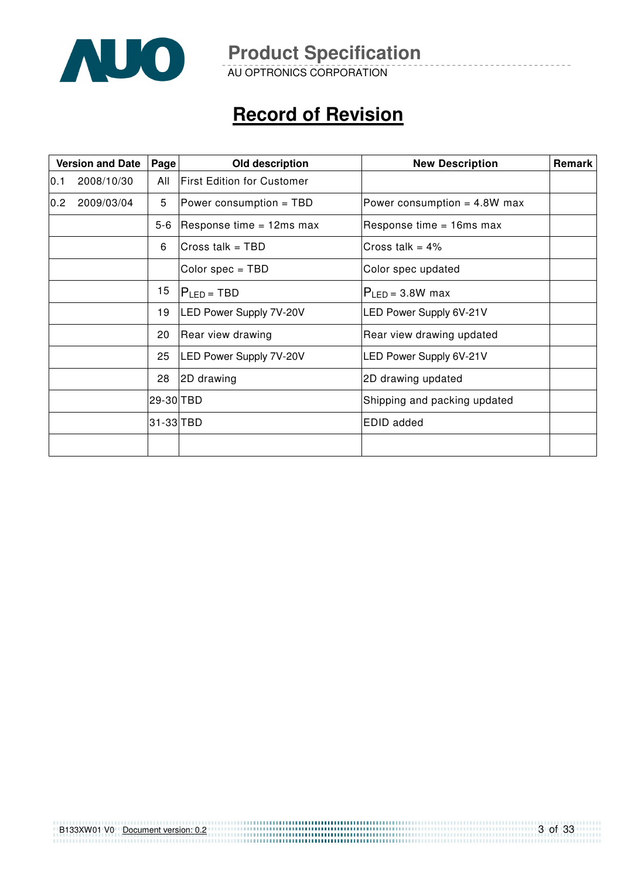# Record of Revision

| Version and Date | Page | Old description | New Description | Remark |
|---|---|---|---|---|
| 0.1 2008/10/30 | All | First Edition for Customer | | |
| 0.2 2009/03/04 | 5 | Power consumption = TBD | Power consumption = 4.8W max | |
| | 5-6 | Response time = 12ms max | Response time = 16ms max | |
| | 6 | Cross talk = TBD | Cross talk = 4% | |
| | | Color spec = TBD | Color spec updated | |
| | 15 | $P_{LED}$ = TBD | $P_{LED}$ = 3.8W max | |
| | 19 | LED Power Supply 7V-20V | LED Power Supply 6V-21V | |
| | 20 | Rear view drawing | Rear view drawing updated | |
| | 25 | LED Power Supply 7V-20V | LED Power Supply 6V-21V | |
| | 28 | 2D drawing | 2D drawing updated | |
| | 29-30 | TBD | Shipping and packing updated | |
| | 31-33 | TBD | EDID added | |
| | | | | |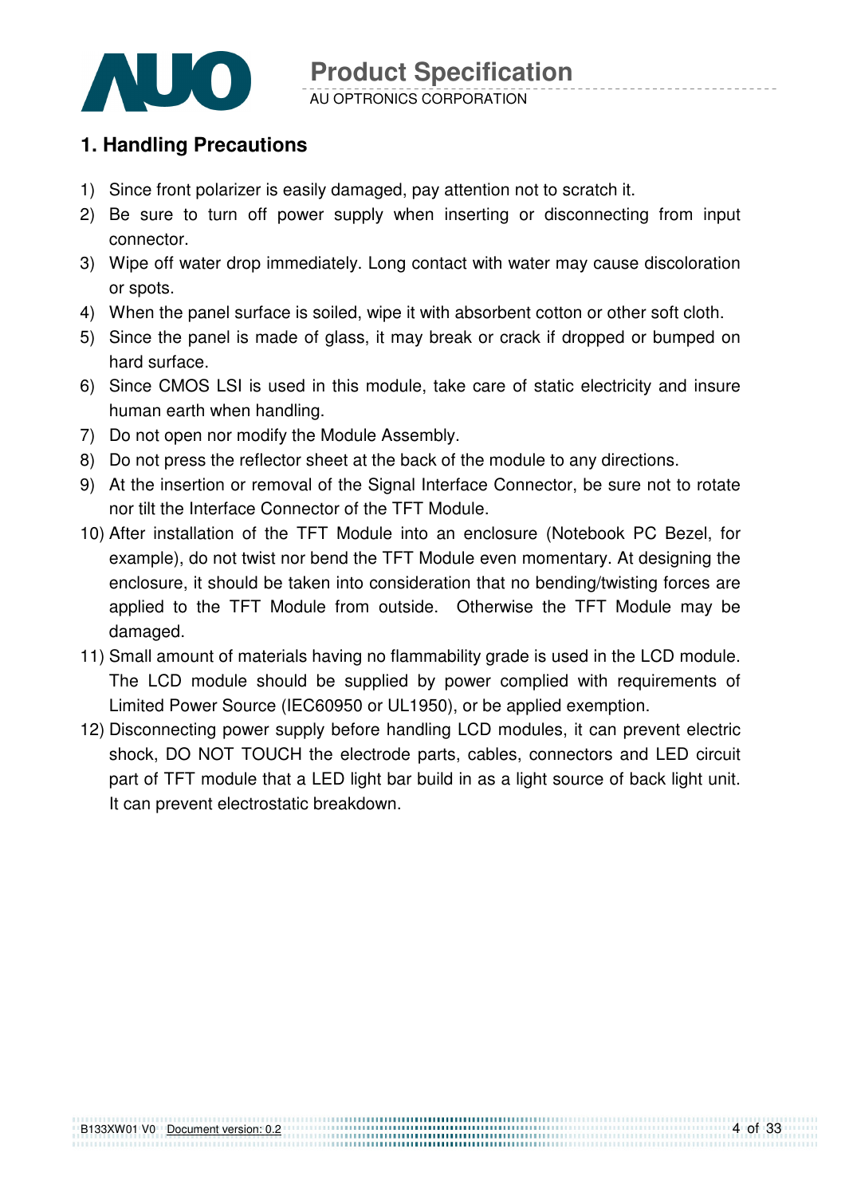## 1. Handling Precautions

1) Since front polarizer is easily damaged, pay attention not to scratch it.
2) Be sure to turn off power supply when inserting or disconnecting from input connector.
3) Wipe off water drop immediately. Long contact with water may cause discoloration or spots.
4) When the panel surface is soiled, wipe it with absorbent cotton or other soft cloth.
5) Since the panel is made of glass, it may break or crack if dropped or bumped on hard surface.
6) Since CMOS LSI is used in this module, take care of static electricity and insure human earth when handling.
7) Do not open nor modify the Module Assembly.
8) Do not press the reflector sheet at the back of the module to any directions.
9) At the insertion or removal of the Signal Interface Connector, be sure not to rotate nor tilt the Interface Connector of the TFT Module.
10) After installation of the TFT Module into an enclosure (Notebook PC Bezel, for example), do not twist nor bend the TFT Module even momentary. At designing the enclosure, it should be taken into consideration that no bending/twisting forces are applied to the TFT Module from outside. Otherwise the TFT Module may be damaged.
11) Small amount of materials having no flammability grade is used in the LCD module. The LCD module should be supplied by power complied with requirements of Limited Power Source (IEC60950 or UL1950), or be applied exemption.
12) Disconnecting power supply before handling LCD modules, it can prevent electric shock, DO NOT TOUCH the electrode parts, cables, connectors and LED circuit part of TFT module that a LED light bar build in as a light source of back light unit. It can prevent electrostatic breakdown.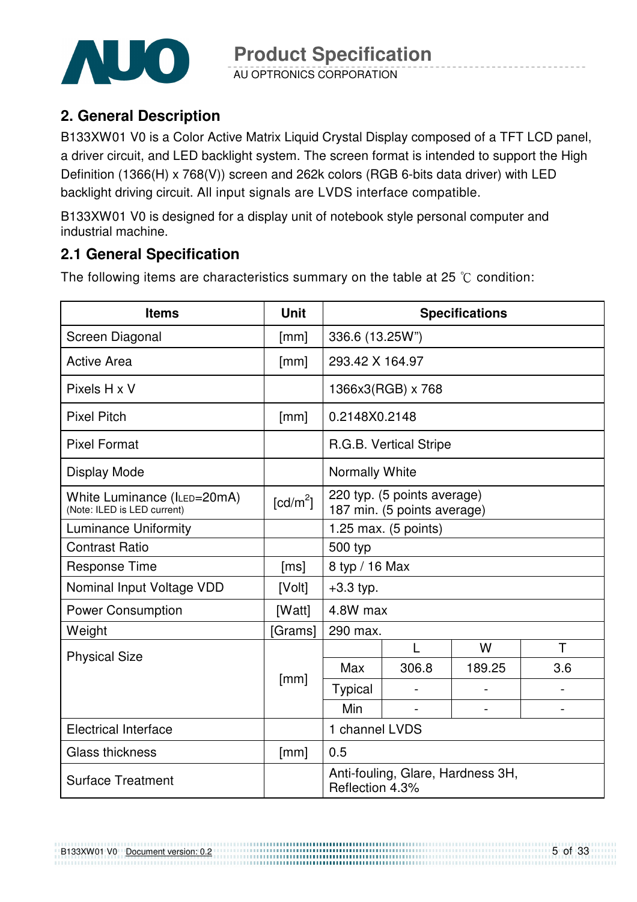## 2. General Description

B133XW01 V0 is a Color Active Matrix Liquid Crystal Display composed of a TFT LCD panel, a driver circuit, and LED backlight system. The screen format is intended to support the High Definition (1366(H) x 768(V)) screen and 262k colors (RGB 6-bits data driver) with LED backlight driving circuit. All input signals are LVDS interface compatible.

B133XW01 V0 is designed for a display unit of notebook style personal computer and industrial machine.

## 2.1 General Specification

The following items are characteristics summary on the table at 25 ℃ condition:

| Items | Unit | Specifications | | | |
|---|---|---|---|---|---|
| Screen Diagonal | [mm] | 336.6 (13.25W") | | | |
| Active Area | [mm] | 293.42 X 164.97 | | | |
| Pixels H x V | | 1366x3(RGB) x 768 | | | |
| Pixel Pitch | [mm] | 0.2148X0.2148 | | | |
| Pixel Format | | R.G.B. Vertical Stripe | | | |
| Display Mode | | Normally White | | | |
| White Luminance ($I_{LED}$=20mA) (Note: ILED is LED current) | [cd/m$^2$] | 220 typ. (5 points average)<br>187 min. (5 points average) | | | |
| Luminance Uniformity | | 1.25 max. (5 points) | | | |
| Contrast Ratio | | 500 typ | | | |
| Response Time | [ms] | 8 typ / 16 Max | | | |
| Nominal Input Voltage VDD | [Volt] | +3.3 typ. | | | |
| Power Consumption | [Watt] | 4.8W max | | | |
| Weight | [Grams] | 290 max. | | | |
| Physical Size | [mm] | | L | W | T |
| | | Max | 306.8 | 189.25 | 3.6 |
| | | Typical | - | - | - |
| | | Min | - | - | - |
| Electrical Interface | | 1 channel LVDS | | | |
| Glass thickness | [mm] | 0.5 | | | |
| Surface Treatment | | Anti-fouling, Glare, Hardness 3H, Reflection 4.3% | | | |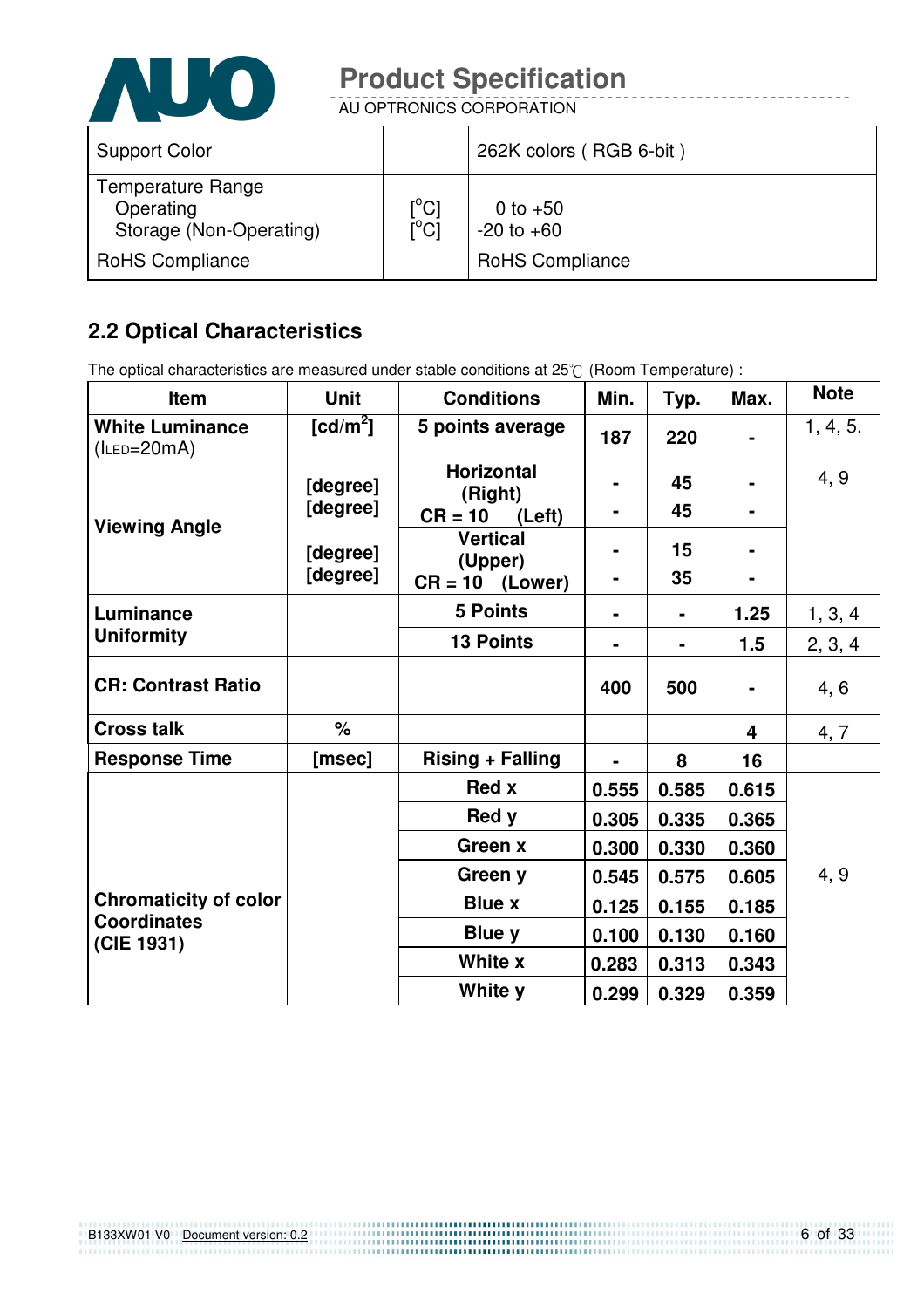| Support Color | | 262K colors ( RGB 6-bit ) |
|---|---|---|
| Temperature Range<br>Operating<br>Storage (Non-Operating) | <br>[°C]<br>[°C] | <br>0 to +50<br>-20 to +60 |
| RoHS Compliance | | RoHS Compliance |

## 2.2 Optical Characteristics

The optical characteristics are measured under stable conditions at 25℃ (Room Temperature) :

| Item | Unit | Conditions | Min. | Typ. | Max. | Note |
|---|---|---|---|---|---|---|
| **White Luminance** ($I_{LED}$=20mA) | **[cd/m²]** | **5 points average** | **187** | **220** | **-** | 1, 4, 5. |
| **Viewing Angle** | **[degree]** | **Horizontal (Right) CR = 10** | **-** | **45** | **-** | 4, 9 |
| | **[degree]** | **(Left)** | **-** | **45** | **-** | |
| | **[degree]** | **Vertical (Upper) CR = 10** | **-** | **15** | **-** | |
| | **[degree]** | **(Lower)** | **-** | **35** | **-** | |
| **Luminance Uniformity** | | **5 Points** | **-** | **-** | **1.25** | 1, 3, 4 |
| | | **13 Points** | **-** | **-** | **1.5** | 2, 3, 4 |
| **CR: Contrast Ratio** | | | **400** | **500** | **-** | 4, 6 |
| **Cross talk** | **%** | | | | **4** | 4, 7 |
| **Response Time** | **[msec]** | **Rising + Falling** | **-** | **8** | **16** | |
| **Chromaticity of color Coordinates (CIE 1931)** | | **Red x** | **0.555** | **0.585** | **0.615** | 4, 9 |
| | | **Red y** | **0.305** | **0.335** | **0.365** | |
| | | **Green x** | **0.300** | **0.330** | **0.360** | |
| | | **Green y** | **0.545** | **0.575** | **0.605** | |
| | | **Blue x** | **0.125** | **0.155** | **0.185** | |
| | | **Blue y** | **0.100** | **0.130** | **0.160** | |
| | | **White x** | **0.283** | **0.313** | **0.343** | |
| | | **White y** | **0.299** | **0.329** | **0.359** | |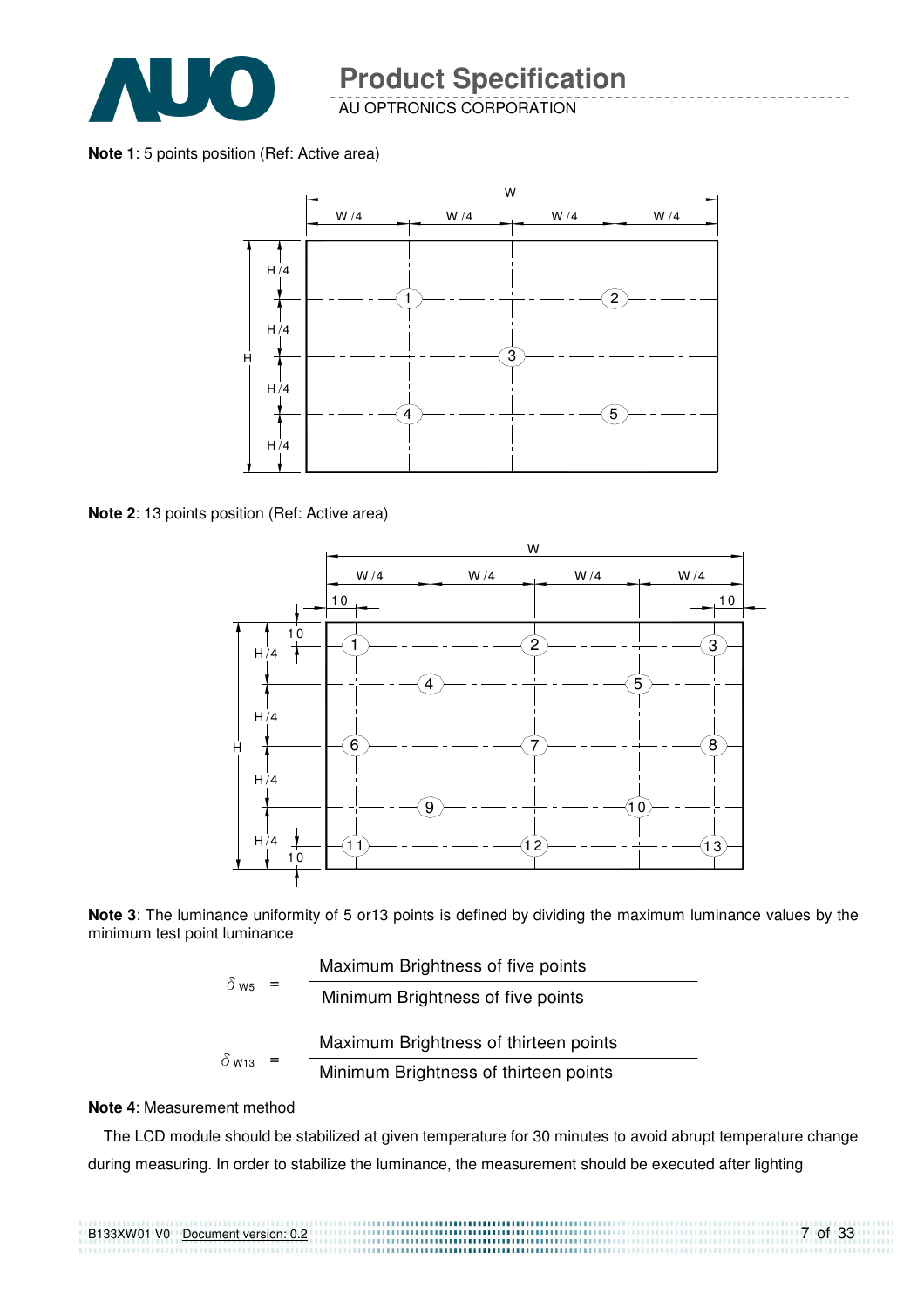**Note 1**: 5 points position (Ref: Active area)

**Note 2**: 13 points position (Ref: Active area)

**Note 3**: The luminance uniformity of 5 or13 points is defined by dividing the maximum luminance values by the minimum test point luminance

$$\delta_{W5} = \frac{\text{Maximum Brightness of five points}}{\text{Minimum Brightness of five points}}$$

$$\delta_{W13} = \frac{\text{Maximum Brightness of thirteen points}}{\text{Minimum Brightness of thirteen points}}$$

**Note 4**: Measurement method

The LCD module should be stabilized at given temperature for 30 minutes to avoid abrupt temperature change during measuring. In order to stabilize the luminance, the measurement should be executed after lighting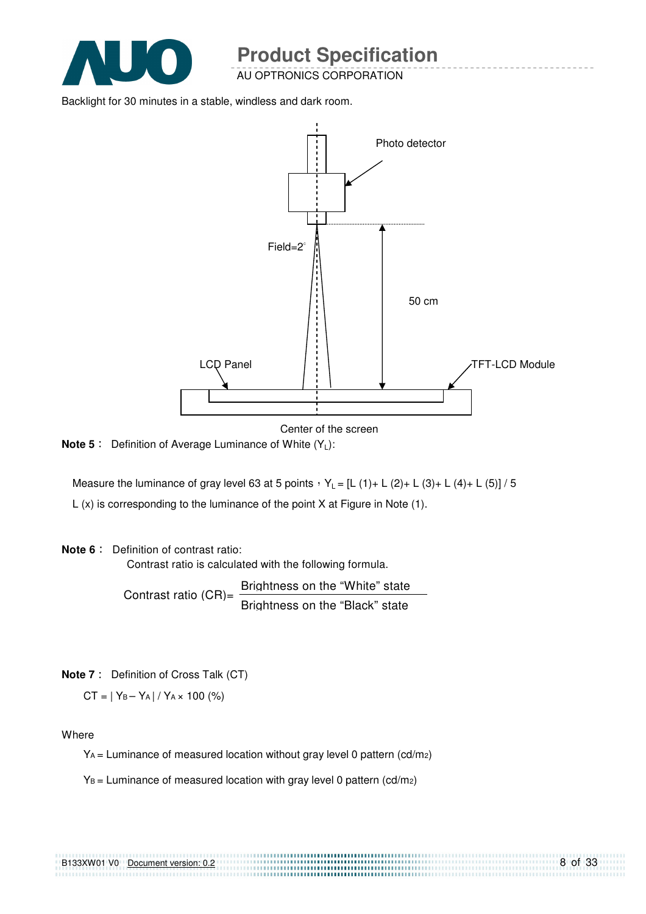Backlight for 30 minutes in a stable, windless and dark room.

Photo detector

Field=2°

50 cm

LCD Panel

TFT-LCD Module

Center of the screen

**Note 5：** Definition of Average Luminance of White ($Y_L$):

Measure the luminance of gray level 63 at 5 points，$Y_L$ = [L (1)+ L (2)+ L (3)+ L (4)+ L (5)] / 5

L (x) is corresponding to the luminance of the point X at Figure in Note (1).

**Note 6：** Definition of contrast ratio:

Contrast ratio is calculated with the following formula.

$$\text{Contrast ratio (CR)} = \frac{\text{Brightness on the "White" state}}{\text{Brightness on the "Black" state}}$$

**Note 7：** Definition of Cross Talk (CT)

$CT = | Y_B - Y_A | / Y_A \times 100$ (%)

Where

$Y_A$ = Luminance of measured location without gray level 0 pattern (cd/$m^2$)

$Y_B$ = Luminance of measured location with gray level 0 pattern (cd/$m^2$)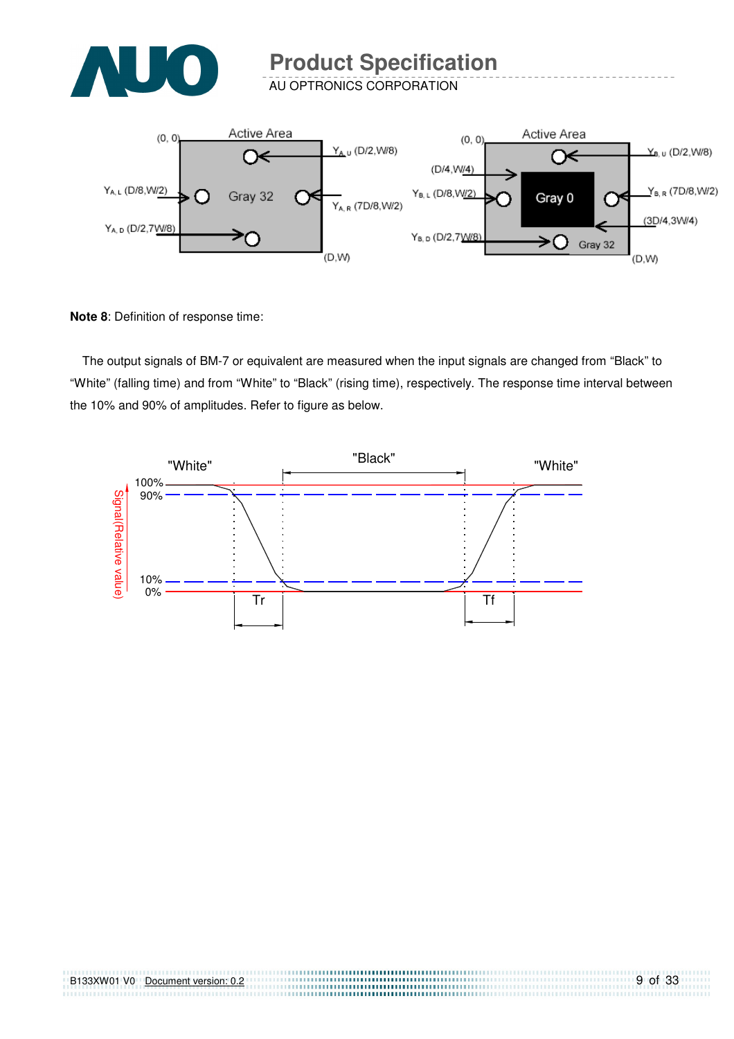Active Area

(0, 0)

$Y_{A,U}$ (D/2,W/8)

$Y_{A,L}$ (D/8,W/2)

Gray 32

$Y_{A,R}$ (7D/8,W/2)

$Y_{A,D}$ (D/2,7W/8)

(D,W)

Active Area

(0, 0)

$Y_{B,U}$ (D/2,W/8)

(D/4,W/4)

$Y_{B,L}$ (D/8,W/2)

Gray 0

$Y_{B,R}$ (7D/8,W/2)

(3D/4,3W/4)

$Y_{B,D}$ (D/2,7W/8)

Gray 32

(D,W)

**Note 8**: Definition of response time:

The output signals of BM-7 or equivalent are measured when the input signals are changed from "Black" to "White" (falling time) and from "White" to "Black" (rising time), respectively. The response time interval between the 10% and 90% of amplitudes. Refer to figure as below.

"White" "Black" "White"

Signal(Relative value)

100%
90%
10%
0%

Tr Tf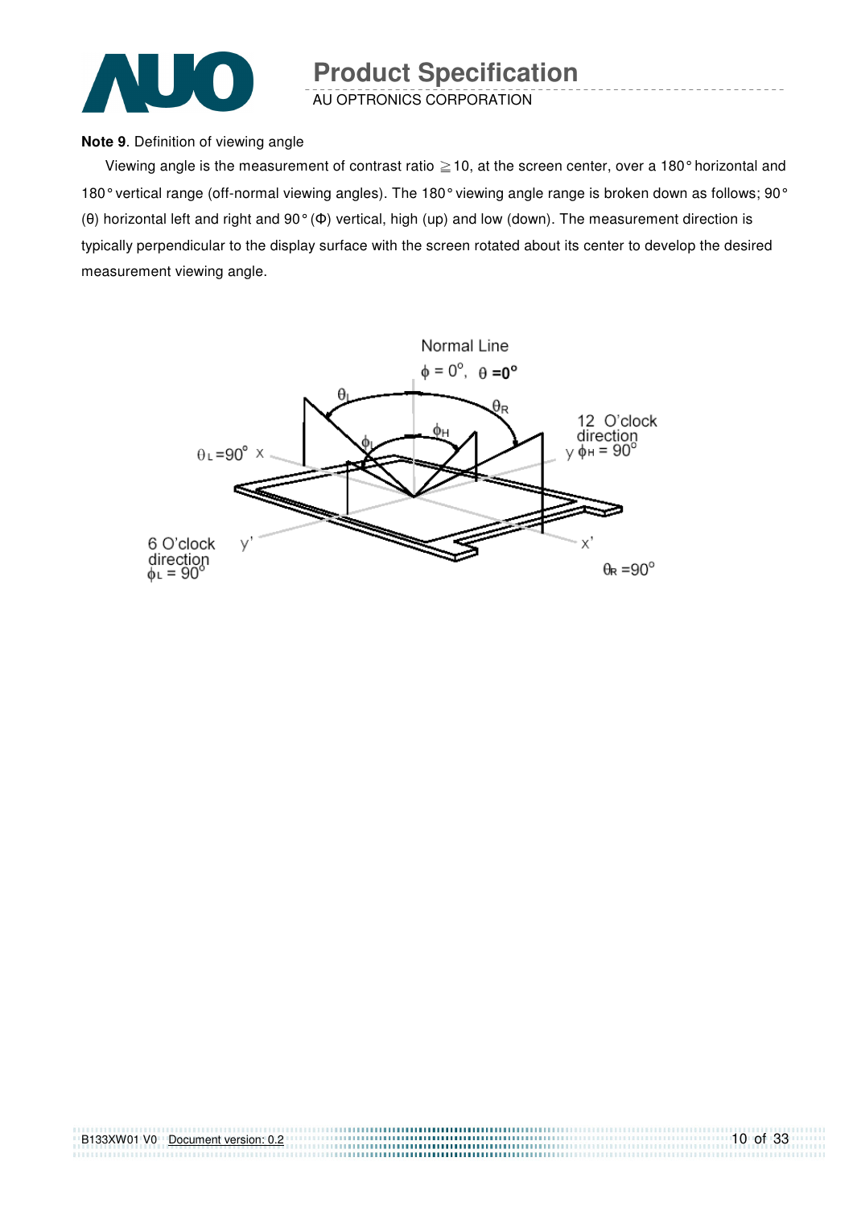**Note 9**. Definition of viewing angle

Viewing angle is the measurement of contrast ratio ≧10, at the screen center, over a 180° horizontal and 180° vertical range (off-normal viewing angles). The 180° viewing angle range is broken down as follows; 90° (θ) horizontal left and right and 90° (Φ) vertical, high (up) and low (down). The measurement direction is typically perpendicular to the display surface with the screen rotated about its center to develop the desired measurement viewing angle.

Normal Line

$\phi = 0^o$, $\theta = 0^o$

$\theta_L$ $\theta_R$ $\phi_H$ $\phi_L$

$\theta_L = 90^o$ x

12 O'clock direction y $\phi_H = 90^o$

6 O'clock direction $\phi_L = 90^o$ y'

x' $\theta_R = 90^o$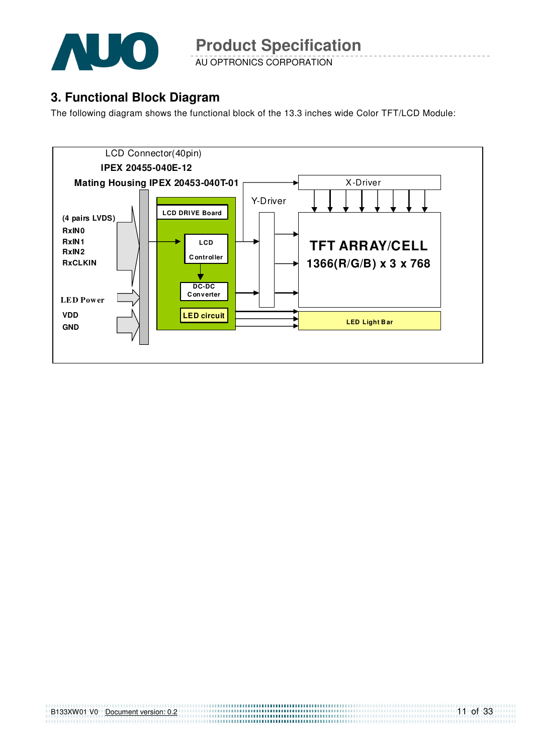## 3. Functional Block Diagram

The following diagram shows the functional block of the 13.3 inches wide Color TFT/LCD Module:

LCD Connector(40pin)

**IPEX 20455-040E-12**

**Mating Housing IPEX 20453-040T-01**

**(4 pairs LVDS)**
**RxIN0**
**RxIN1**
**RxIN2**
**RxCLKIN**

**LED Power**

**VDD**
**GND**

**LCD DRIVE Board**

**LCD Controller**

**DC-DC Converter**

**LED circuit**

Y-Driver

X-Driver

**TFT ARRAY/CELL**
**1366(R/G/B) x 3 x 768**

**LED Light Bar**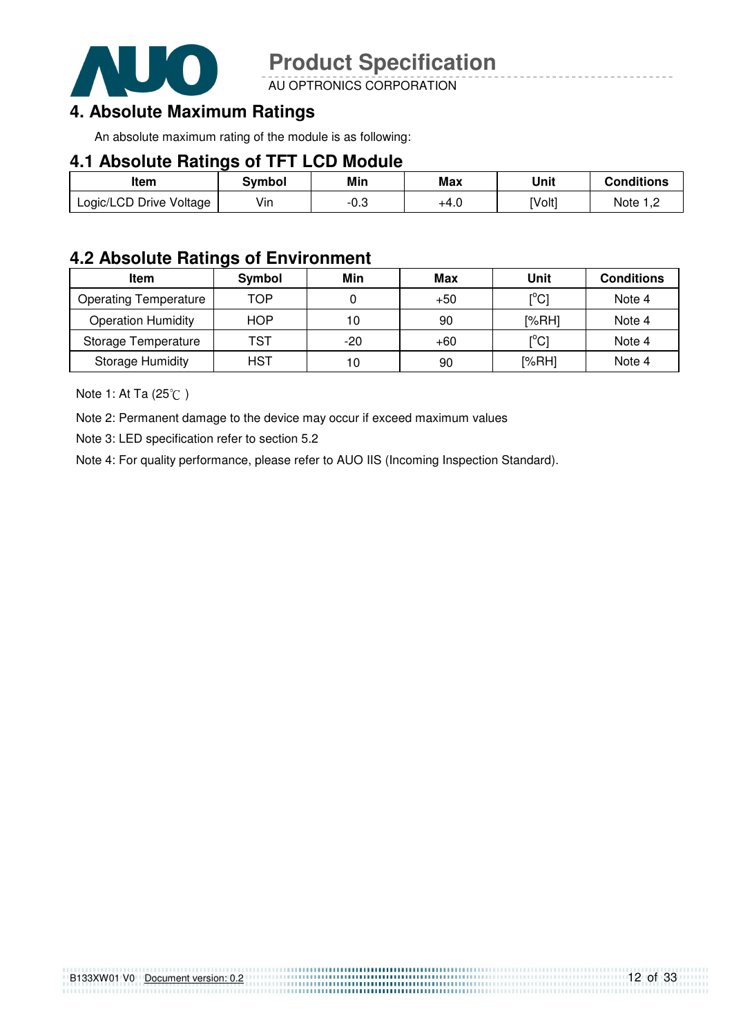## 4. Absolute Maximum Ratings

An absolute maximum rating of the module is as following:

### 4.1 Absolute Ratings of TFT LCD Module

| Item | Symbol | Min | Max | Unit | Conditions |
|---|---|---|---|---|---|
| Logic/LCD Drive Voltage | Vin | -0.3 | +4.0 | [Volt] | Note 1,2 |

### 4.2 Absolute Ratings of Environment

| Item | Symbol | Min | Max | Unit | Conditions |
|---|---|---|---|---|---|
| Operating Temperature | TOP | 0 | +50 | [°C] | Note 4 |
| Operation Humidity | HOP | 10 | 90 | [%RH] | Note 4 |
| Storage Temperature | TST | -20 | +60 | [°C] | Note 4 |
| Storage Humidity | HST | 10 | 90 | [%RH] | Note 4 |

Note 1: At Ta (25℃ )

Note 2: Permanent damage to the device may occur if exceed maximum values

Note 3: LED specification refer to section 5.2

Note 4: For quality performance, please refer to AUO IIS (Incoming Inspection Standard).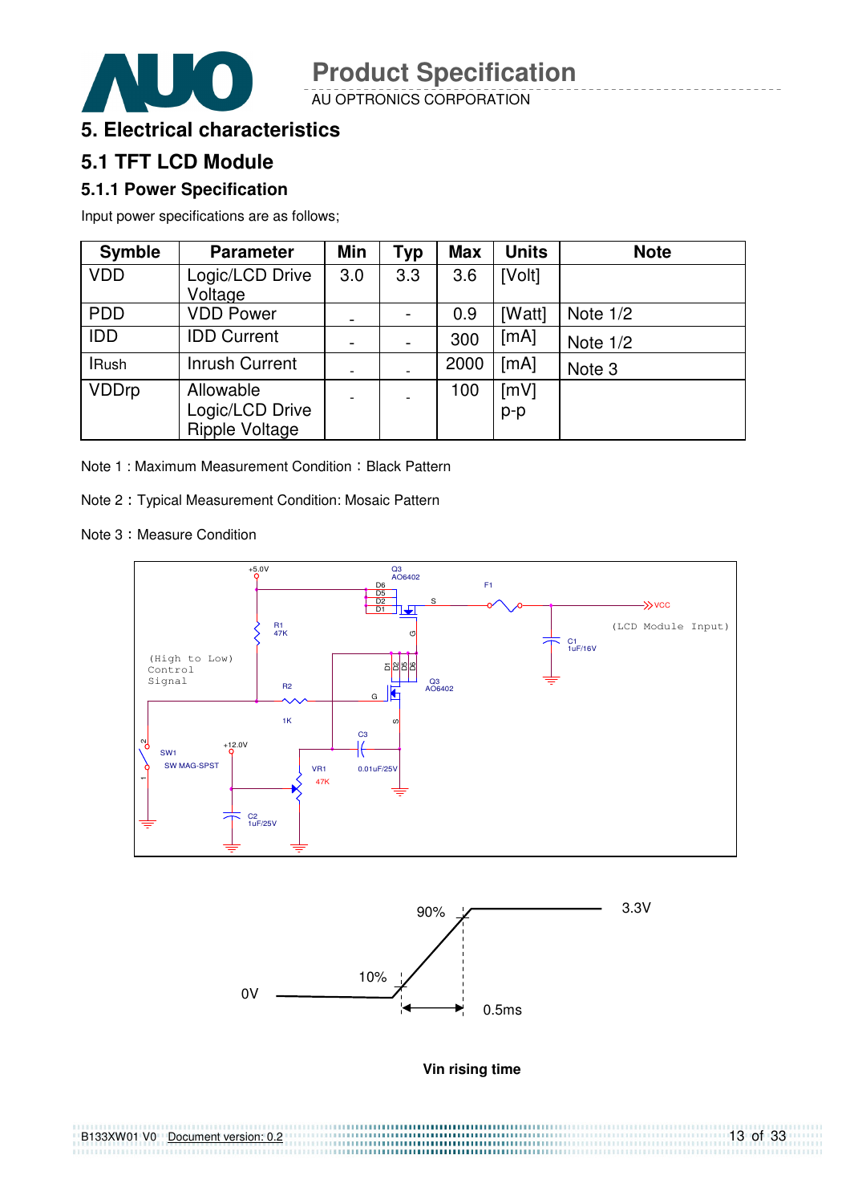# 5. Electrical characteristics

## 5.1 TFT LCD Module

### 5.1.1 Power Specification

Input power specifications are as follows;

| Symble | Parameter | Min | Typ | Max | Units | Note |
|---|---|---|---|---|---|---|
| VDD | Logic/LCD Drive Voltage | 3.0 | 3.3 | 3.6 | [Volt] | |
| PDD | VDD Power | - | - | 0.9 | [Watt] | Note 1/2 |
| IDD | IDD Current | - | - | 300 | [mA] | Note 1/2 |
| IRush | Inrush Current | - | - | 2000 | [mA] | Note 3 |
| VDDrp | Allowable Logic/LCD Drive Ripple Voltage | - | - | 100 | [mV] p-p | |

Note 1 : Maximum Measurement Condition : Black Pattern

Note 2 : Typical Measurement Condition: Mosaic Pattern

Note 3 : Measure Condition

Vin rising time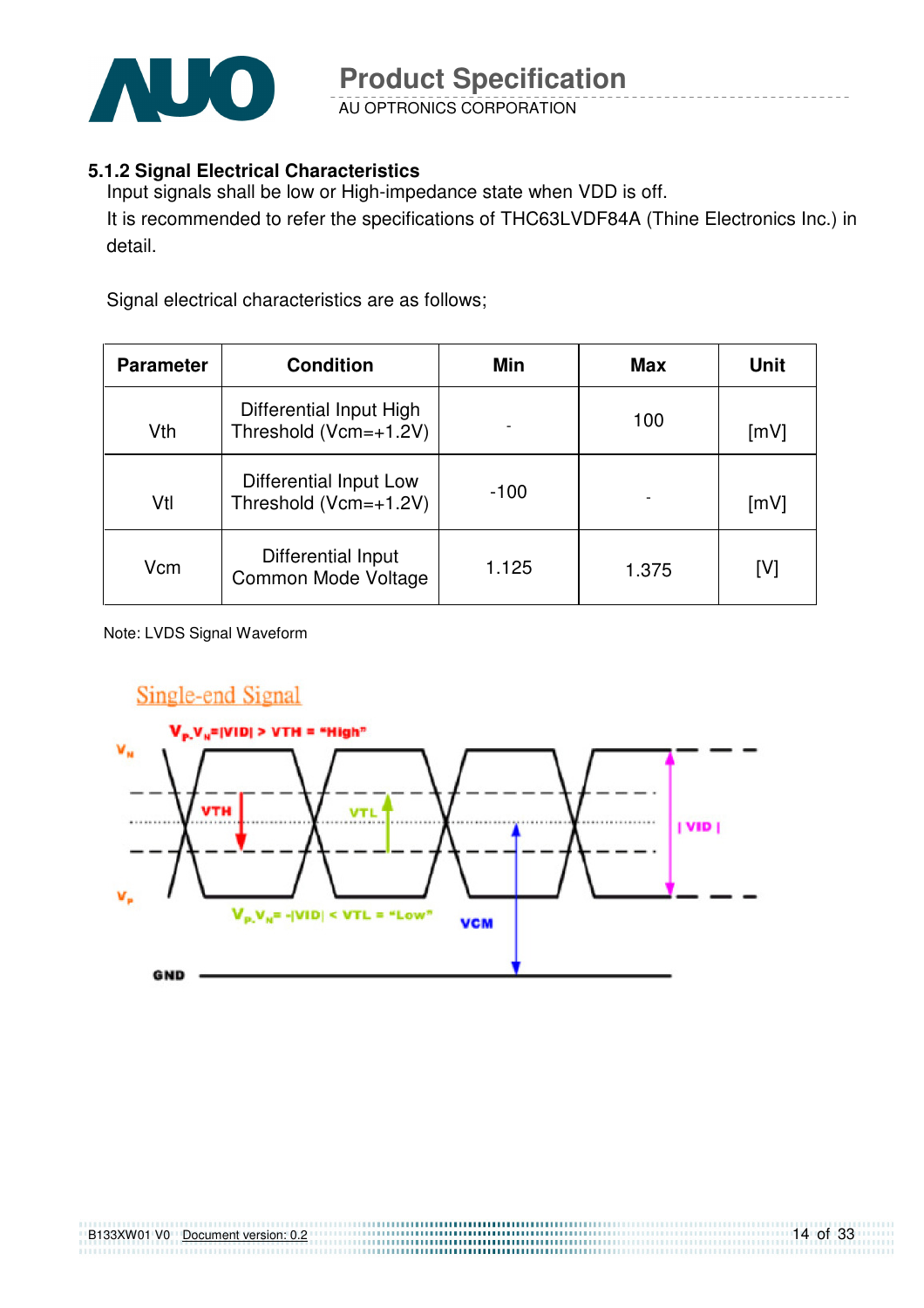### 5.1.2 Signal Electrical Characteristics

Input signals shall be low or High-impedance state when VDD is off.

It is recommended to refer the specifications of THC63LVDF84A (Thine Electronics Inc.) in detail.

Signal electrical characteristics are as follows;

| Parameter | Condition | Min | Max | Unit |
|---|---|---|---|---|
| Vth | Differential Input High Threshold (Vcm=+1.2V) | - | 100 | [mV] |
| Vtl | Differential Input Low Threshold (Vcm=+1.2V) | -100 | - | [mV] |
| Vcm | Differential Input Common Mode Voltage | 1.125 | 1.375 | [V] |

Note: LVDS Signal Waveform

Single-end Signal

$V_P$-$V_N$=|VID| > VTH = "High"

$V_N$

VTH

VTL

| VID |

$V_P$

$V_P$-$V_N$= -|VID| < VTL = "Low"

VCM

GND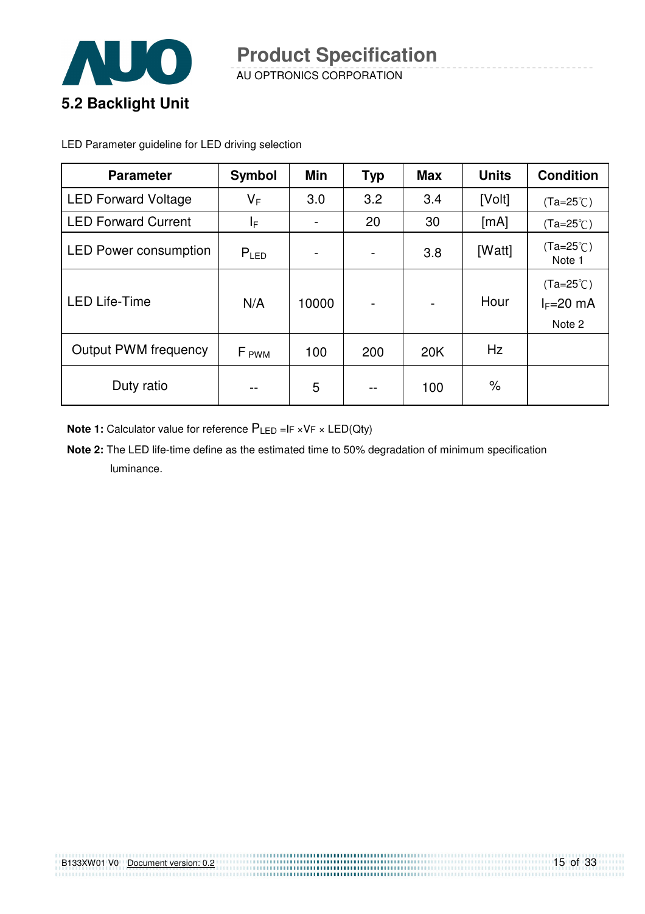## 5.2 Backlight Unit

LED Parameter guideline for LED driving selection

| Parameter | Symbol | Min | Typ | Max | Units | Condition |
|---|---|---|---|---|---|---|
| LED Forward Voltage | $V_F$ | 3.0 | 3.2 | 3.4 | [Volt] | (Ta=25℃) |
| LED Forward Current | $I_F$ | - | 20 | 30 | [mA] | (Ta=25℃) |
| LED Power consumption | $P_{LED}$ | - | - | 3.8 | [Watt] | (Ta=25℃) Note 1 |
| LED Life-Time | N/A | 10000 | - | - | Hour | (Ta=25℃) $I_F$=20 mA Note 2 |
| Output PWM frequency | $F_{PWM}$ | 100 | 200 | 20K | Hz | |
| Duty ratio | -- | 5 | -- | 100 | % | |

**Note 1:** Calculator value for reference $P_{LED} = I_F \times V_F \times$ LED(Qty)

**Note 2:** The LED life-time define as the estimated time to 50% degradation of minimum specification luminance.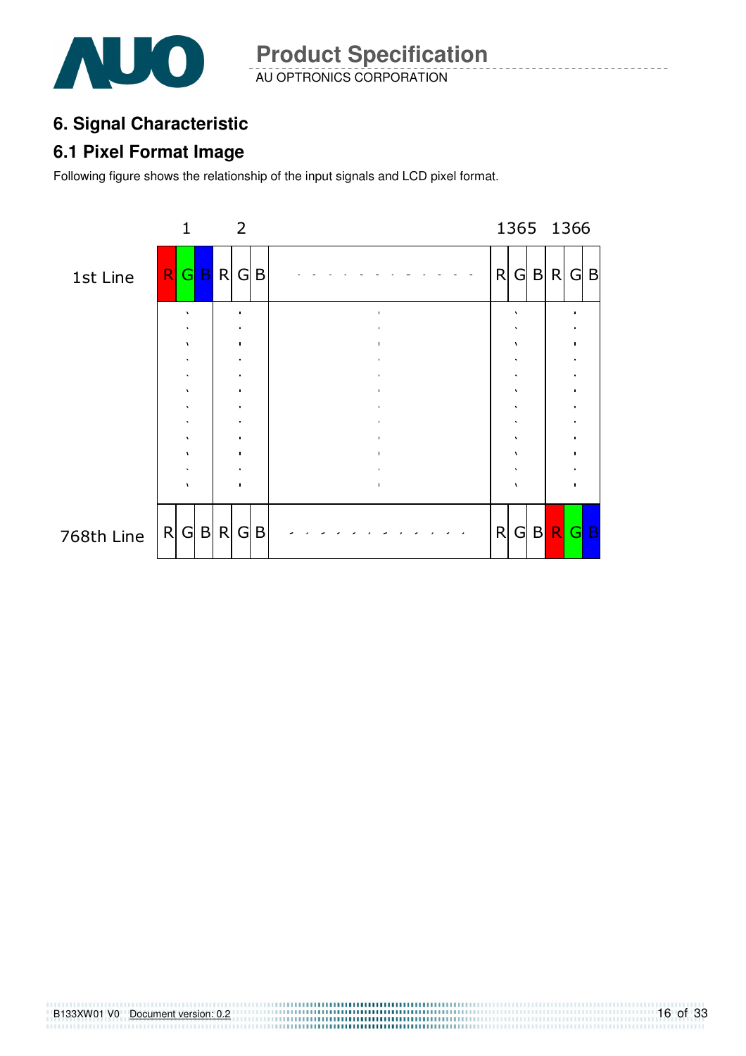## 6. Signal Characteristic

### 6.1 Pixel Format Image

Following figure shows the relationship of the input signals and LCD pixel format.

| | 1 | | | 2 | | | | 1365 | | | 1366 | | |
|---|---|---|---|---|---|---|---|---|---|---|---|---|---|
| 1st Line | R | G | B | R | G | B | - - - - - - - - - - - - | R | G | B | R | G | B |
| | . | | | . | | | . | . | | | . | | |
| 768th Line | R | G | B | R | G | B | - - - - - - - - - - - - | R | G | B | R | G | B |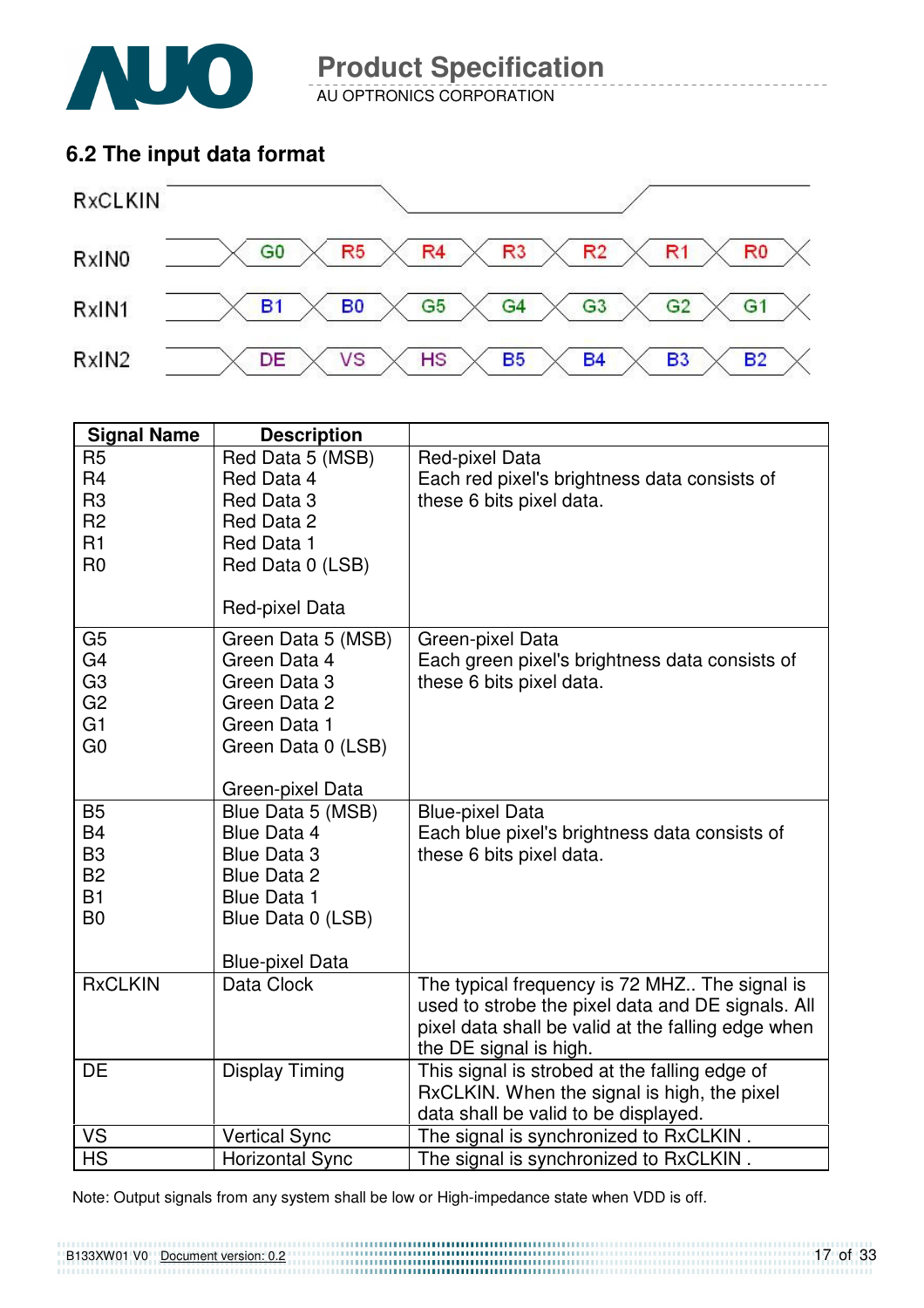## 6.2 The input data format

RxCLKIN

| RxIN0 | G0 | R5 | R4 | R3 | R2 | R1 | R0 |
|---|---|---|---|---|---|---|---|
| RxIN1 | B1 | B0 | G5 | G4 | G3 | G2 | G1 |
| RxIN2 | DE | VS | HS | B5 | B4 | B3 | B2 |

| Signal Name | Description | |
|---|---|---|
| R5<br>R4<br>R3<br>R2<br>R1<br>R0 | Red Data 5 (MSB)<br>Red Data 4<br>Red Data 3<br>Red Data 2<br>Red Data 1<br>Red Data 0 (LSB)<br><br>Red-pixel Data | Red-pixel Data<br>Each red pixel's brightness data consists of these 6 bits pixel data. |
| G5<br>G4<br>G3<br>G2<br>G1<br>G0 | Green Data 5 (MSB)<br>Green Data 4<br>Green Data 3<br>Green Data 2<br>Green Data 1<br>Green Data 0 (LSB)<br><br>Green-pixel Data | Green-pixel Data<br>Each green pixel's brightness data consists of these 6 bits pixel data. |
| B5<br>B4<br>B3<br>B2<br>B1<br>B0 | Blue Data 5 (MSB)<br>Blue Data 4<br>Blue Data 3<br>Blue Data 2<br>Blue Data 1<br>Blue Data 0 (LSB)<br><br>Blue-pixel Data | Blue-pixel Data<br>Each blue pixel's brightness data consists of these 6 bits pixel data. |
| RxCLKIN | Data Clock | The typical frequency is 72 MHZ.. The signal is used to strobe the pixel data and DE signals. All pixel data shall be valid at the falling edge when the DE signal is high. |
| DE | Display Timing | This signal is strobed at the falling edge of RxCLKIN. When the signal is high, the pixel data shall be valid to be displayed. |
| VS | Vertical Sync | The signal is synchronized to RxCLKIN . |
| HS | Horizontal Sync | The signal is synchronized to RxCLKIN . |

Note: Output signals from any system shall be low or High-impedance state when VDD is off.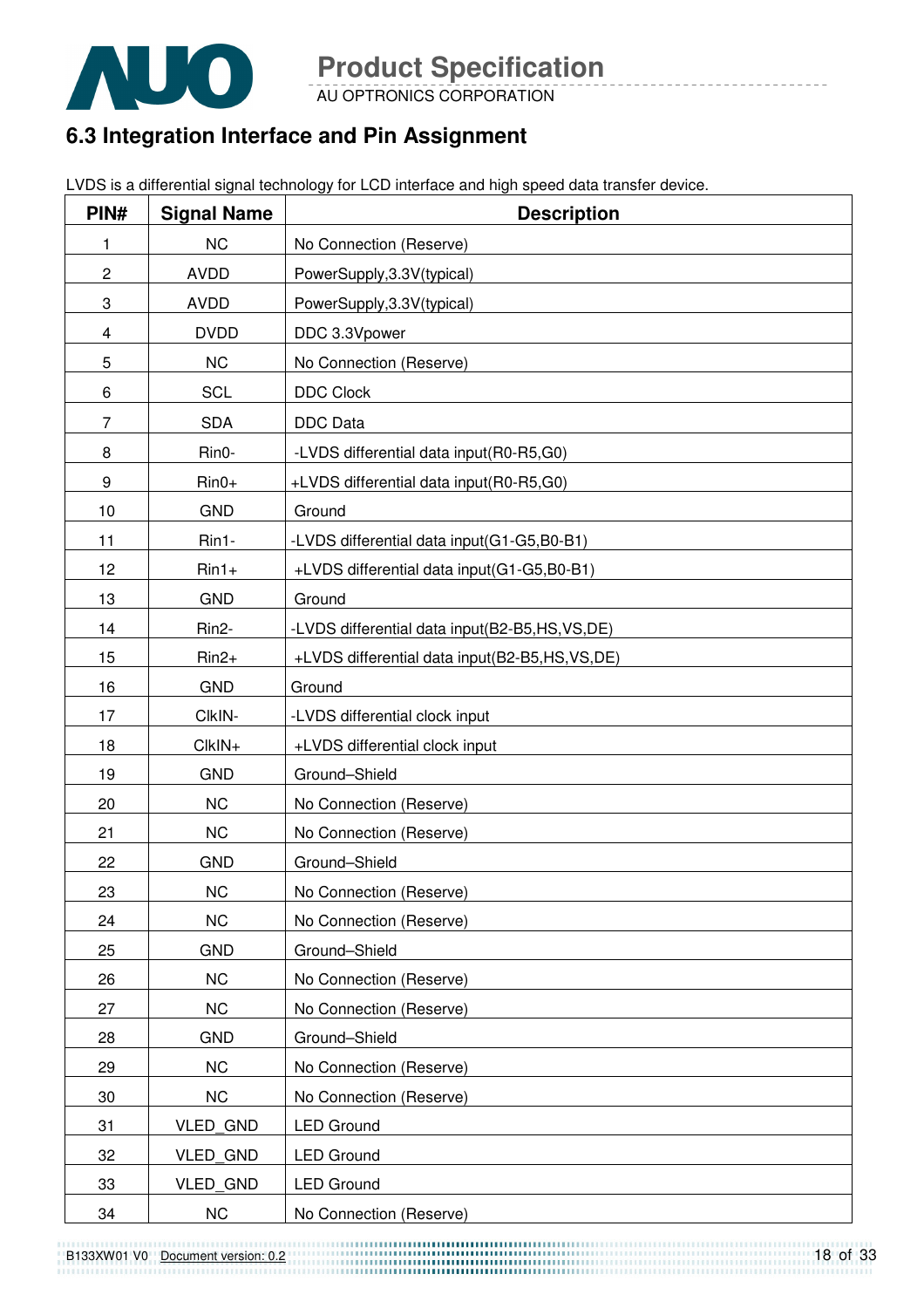## 6.3 Integration Interface and Pin Assignment

LVDS is a differential signal technology for LCD interface and high speed data transfer device.

| PIN# | Signal Name | Description |
|---|---|---|
| 1 | NC | No Connection (Reserve) |
| 2 | AVDD | PowerSupply,3.3V(typical) |
| 3 | AVDD | PowerSupply,3.3V(typical) |
| 4 | DVDD | DDC 3.3Vpower |
| 5 | NC | No Connection (Reserve) |
| 6 | SCL | DDC Clock |
| 7 | SDA | DDC Data |
| 8 | Rin0- | -LVDS differential data input(R0-R5,G0) |
| 9 | Rin0+ | +LVDS differential data input(R0-R5,G0) |
| 10 | GND | Ground |
| 11 | Rin1- | -LVDS differential data input(G1-G5,B0-B1) |
| 12 | Rin1+ | +LVDS differential data input(G1-G5,B0-B1) |
| 13 | GND | Ground |
| 14 | Rin2- | -LVDS differential data input(B2-B5,HS,VS,DE) |
| 15 | Rin2+ | +LVDS differential data input(B2-B5,HS,VS,DE) |
| 16 | GND | Ground |
| 17 | ClkIN- | -LVDS differential clock input |
| 18 | ClkIN+ | +LVDS differential clock input |
| 19 | GND | Ground–Shield |
| 20 | NC | No Connection (Reserve) |
| 21 | NC | No Connection (Reserve) |
| 22 | GND | Ground–Shield |
| 23 | NC | No Connection (Reserve) |
| 24 | NC | No Connection (Reserve) |
| 25 | GND | Ground–Shield |
| 26 | NC | No Connection (Reserve) |
| 27 | NC | No Connection (Reserve) |
| 28 | GND | Ground–Shield |
| 29 | NC | No Connection (Reserve) |
| 30 | NC | No Connection (Reserve) |
| 31 | VLED_GND | LED Ground |
| 32 | VLED_GND | LED Ground |
| 33 | VLED_GND | LED Ground |
| 34 | NC | No Connection (Reserve) |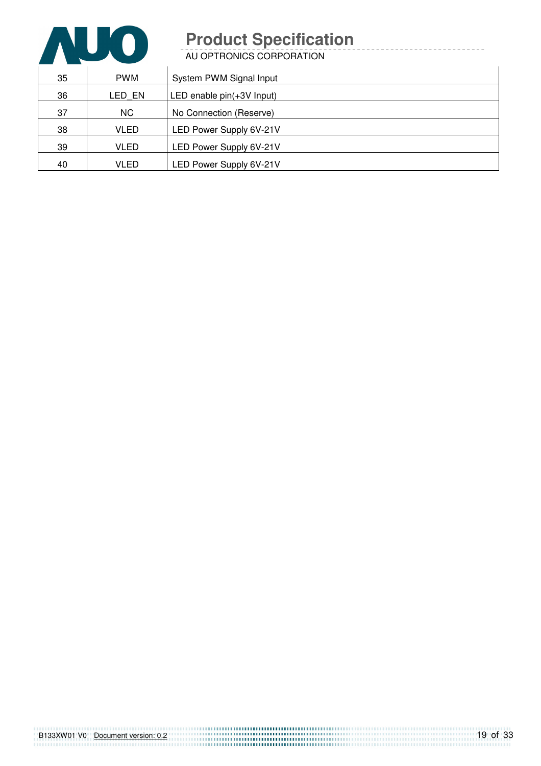| 35 | PWM | System PWM Signal Input |
|---|---|---|
| 36 | LED_EN | LED enable pin(+3V Input) |
| 37 | NC | No Connection (Reserve) |
| 38 | VLED | LED Power Supply 6V-21V |
| 39 | VLED | LED Power Supply 6V-21V |
| 40 | VLED | LED Power Supply 6V-21V |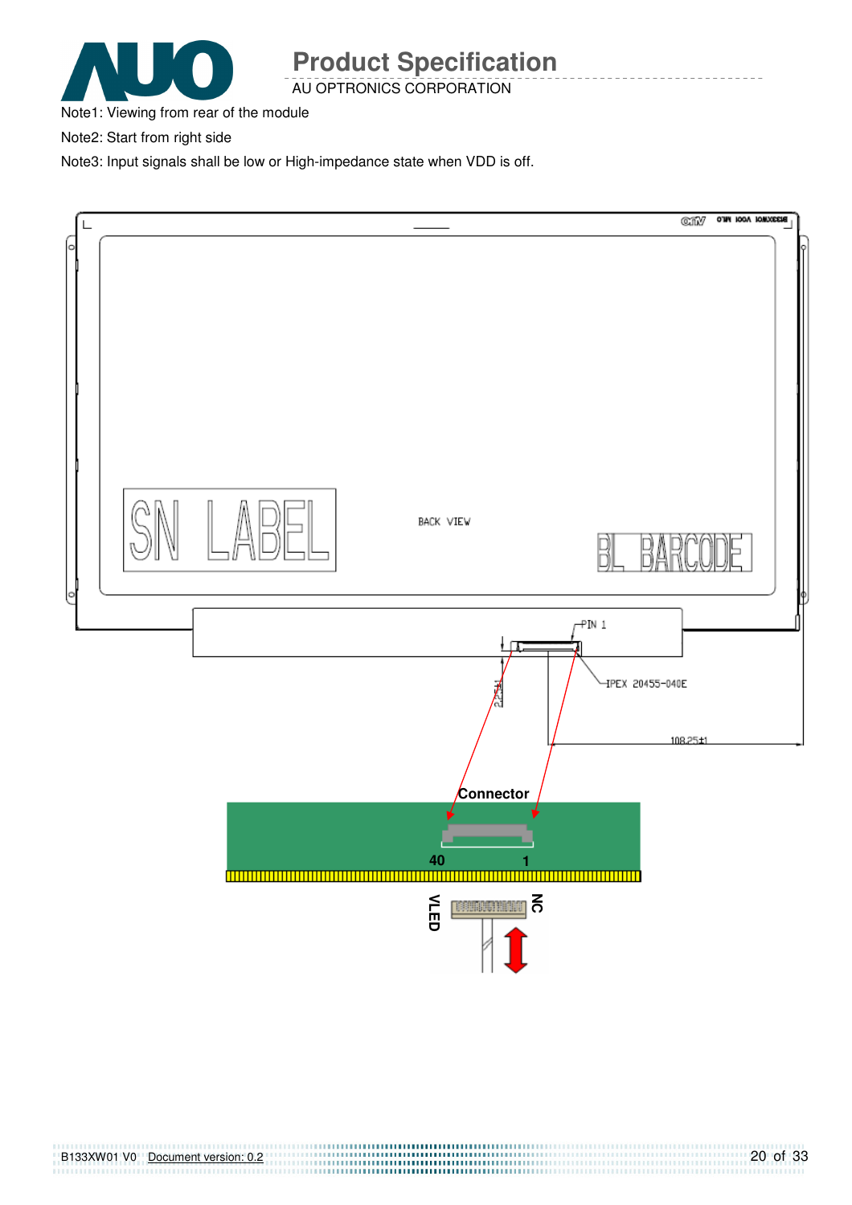Note1: Viewing from rear of the module

Note2: Start from right side

Note3: Input signals shall be low or High-impedance state when VDD is off.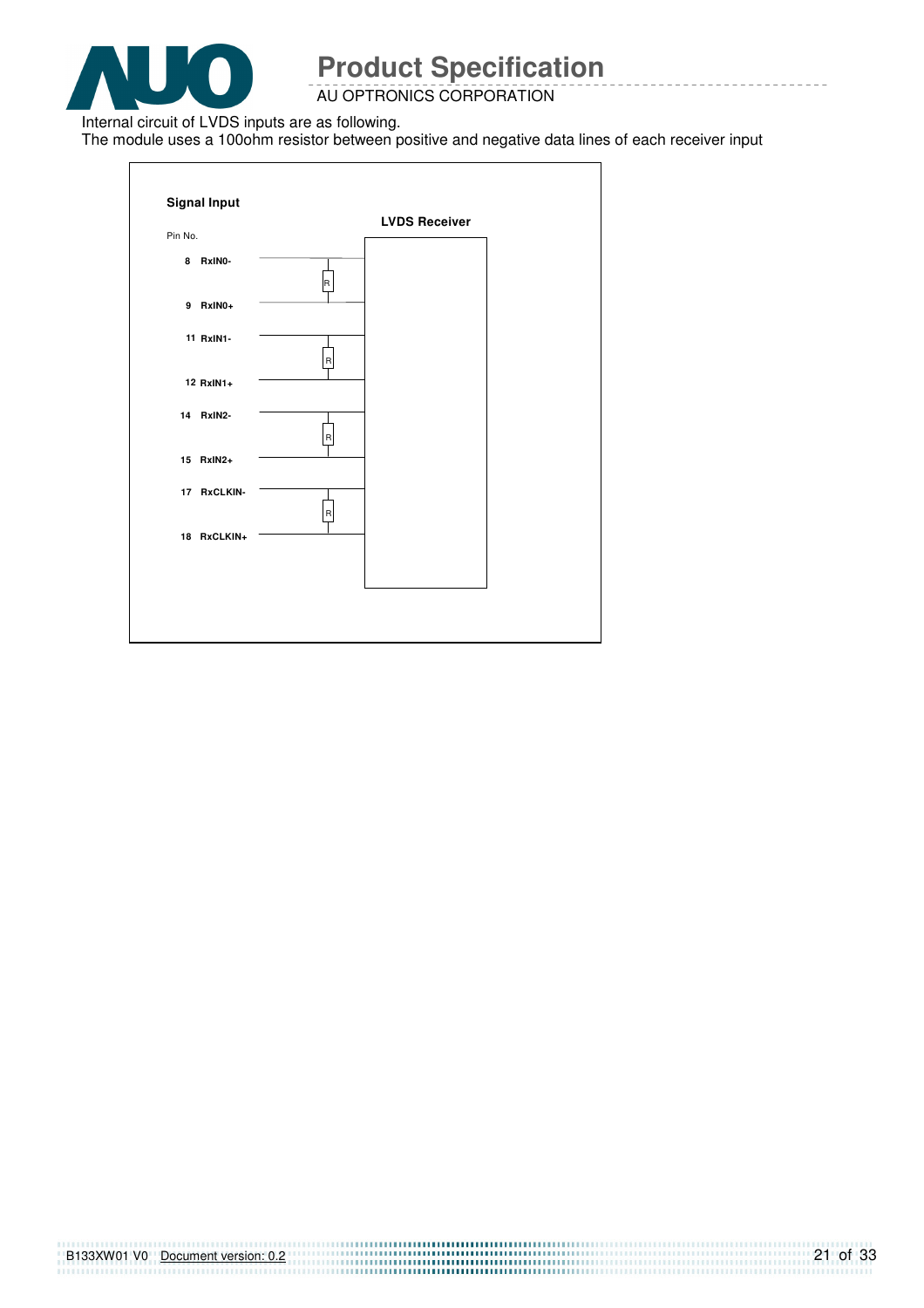Internal circuit of LVDS inputs are as following.

The module uses a 100ohm resistor between positive and negative data lines of each receiver input

**Signal Input**

**LVDS Receiver**

Pin No.

8 RxIN0-

R

9 RxIN0+

11 RxIN1-

R

12 RxIN1+

14 RxIN2-

R

15 RxIN2+

17 RxCLKIN-

R

18 RxCLKIN+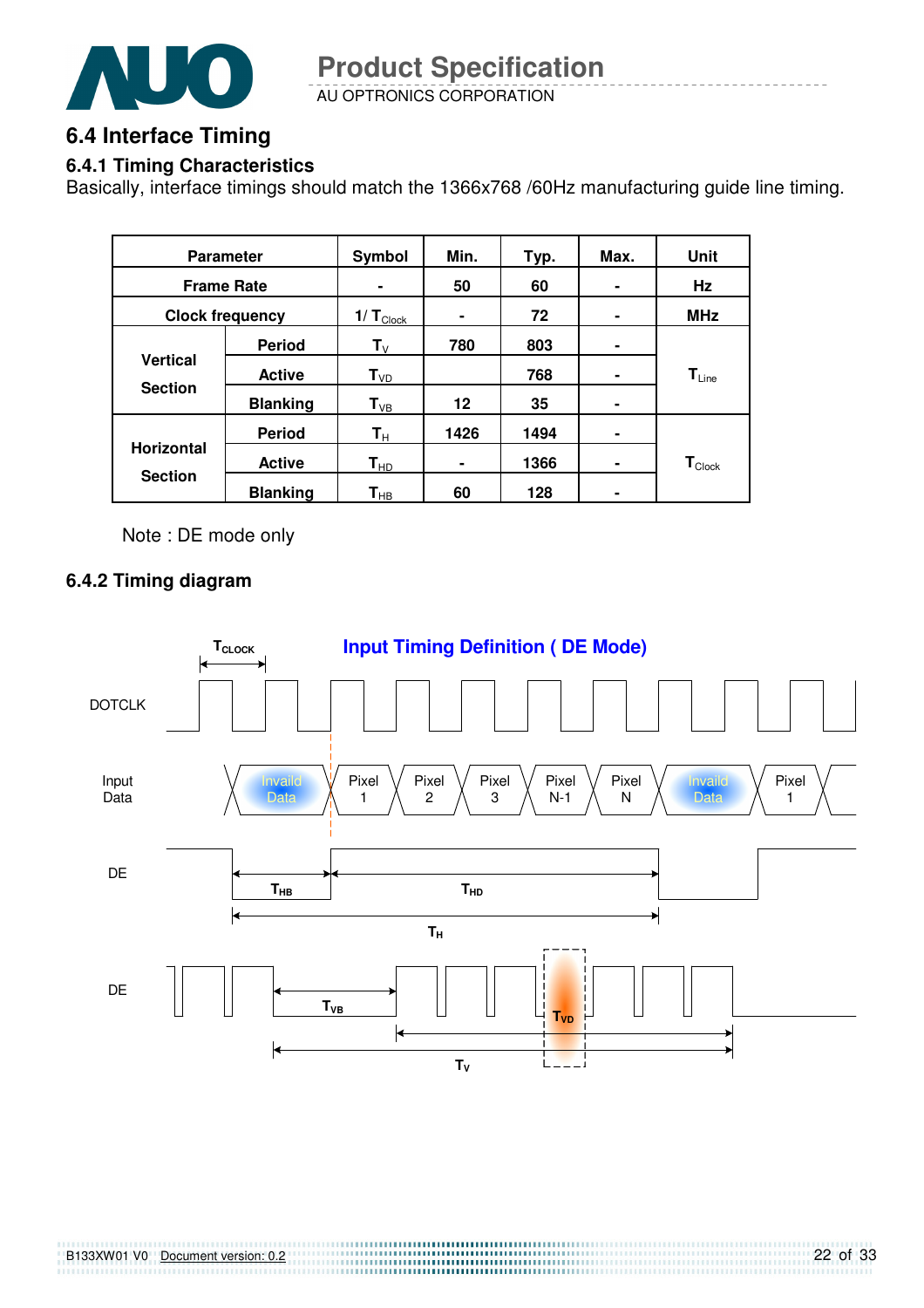## 6.4 Interface Timing

### 6.4.1 Timing Characteristics

Basically, interface timings should match the 1366x768 /60Hz manufacturing guide line timing.

| Parameter | | Symbol | Min. | Typ. | Max. | Unit |
|---|---|---|---|---|---|---|
| Frame Rate | | - | 50 | 60 | - | Hz |
| Clock frequency | | $1/T_{Clock}$ | - | 72 | - | MHz |
| Vertical Section | Period | $T_V$ | 780 | 803 | - | $T_{Line}$ |
| | Active | $T_{VD}$ | | 768 | - | |
| | Blanking | $T_{VB}$ | 12 | 35 | - | |
| Horizontal Section | Period | $T_H$ | 1426 | 1494 | - | $T_{Clock}$ |
| | Active | $T_{HD}$ | - | 1366 | - | |
| | Blanking | $T_{HB}$ | 60 | 128 | - | |

Note : DE mode only

### 6.4.2 Timing diagram

**Input Timing Definition ( DE Mode)**

$T_{CLOCK}$

DOTCLK

Input Data: Invaild Data | Pixel 1 | Pixel 2 | Pixel 3 | Pixel N-1 | Pixel N | Invaild Data | Pixel 1

DE: $T_{HB}$, $T_{HD}$, $T_H$

DE: $T_{VB}$, $T_{VD}$, $T_V$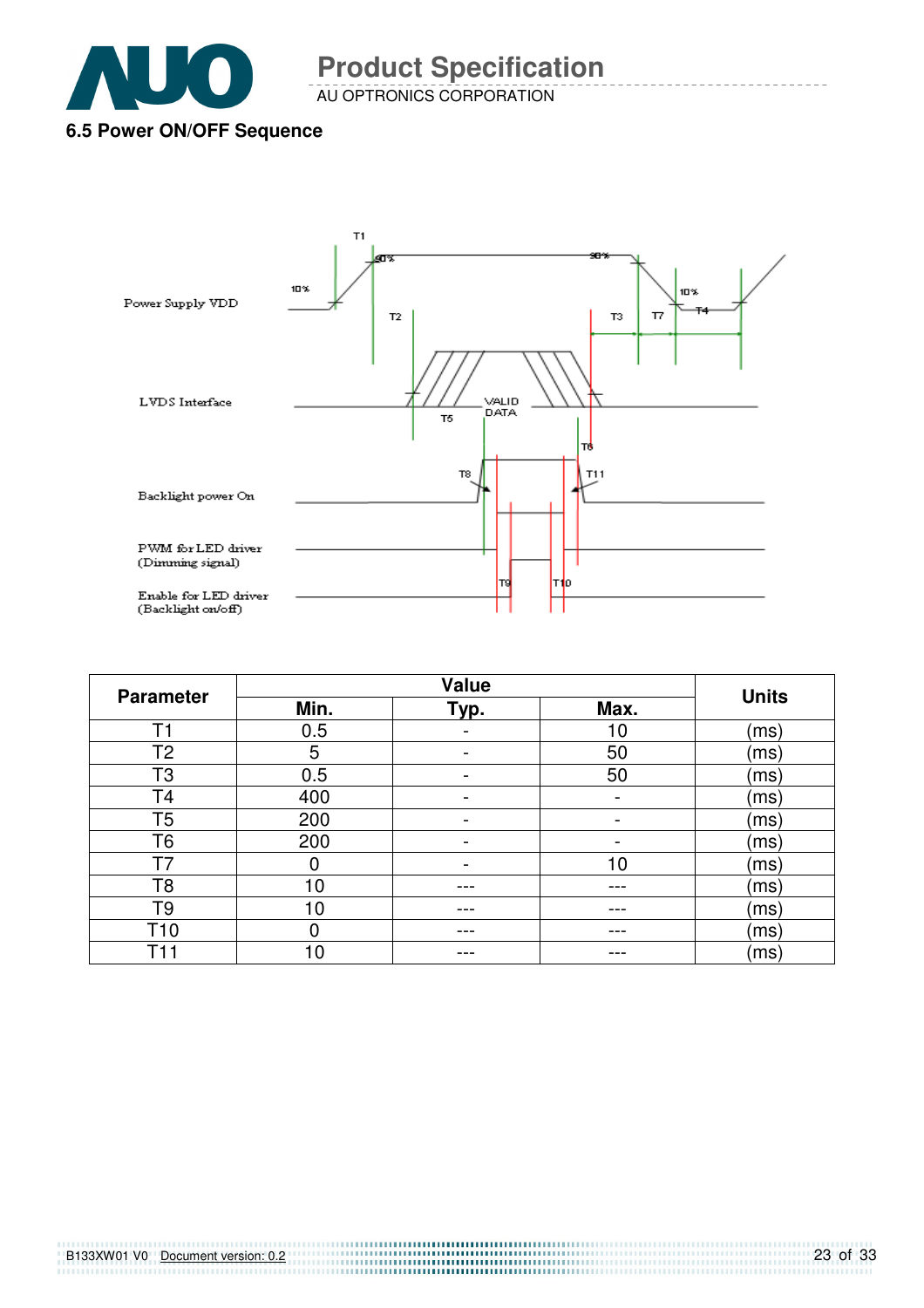### 6.5 Power ON/OFF Sequence

| Parameter | Value | | | Units |
|---|---|---|---|---|
| | Min. | Typ. | Max. | |
| T1 | 0.5 | - | 10 | (ms) |
| T2 | 5 | - | 50 | (ms) |
| T3 | 0.5 | - | 50 | (ms) |
| T4 | 400 | - | - | (ms) |
| T5 | 200 | - | - | (ms) |
| T6 | 200 | - | - | (ms) |
| T7 | 0 | - | 10 | (ms) |
| T8 | 10 | --- | --- | (ms) |
| T9 | 10 | --- | --- | (ms) |
| T10 | 0 | --- | --- | (ms) |
| T11 | 10 | --- | --- | (ms) |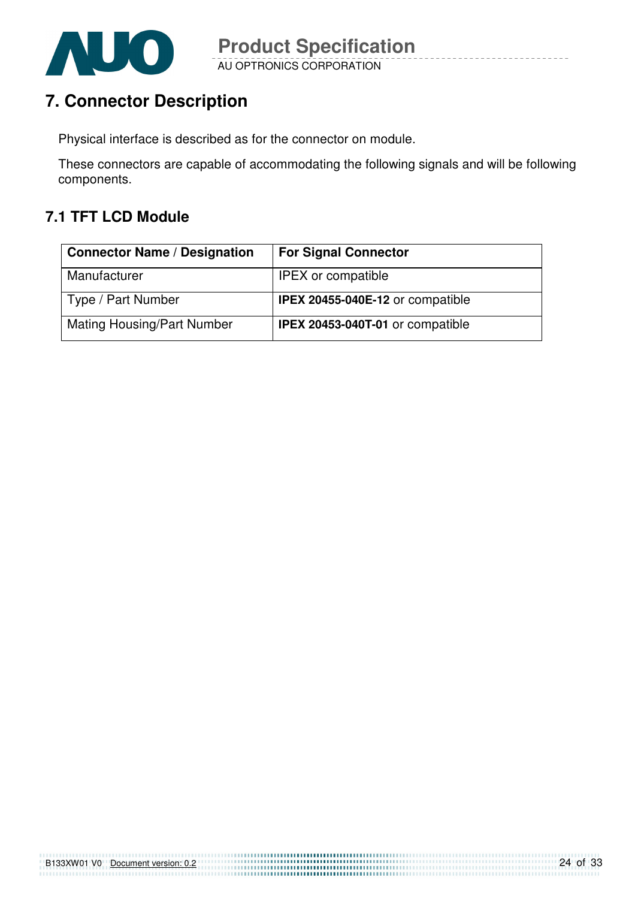## 7. Connector Description

Physical interface is described as for the connector on module.

These connectors are capable of accommodating the following signals and will be following components.

### 7.1 TFT LCD Module

| Connector Name / Designation | For Signal Connector |
|---|---|
| Manufacturer | IPEX or compatible |
| Type / Part Number | **IPEX 20455-040E-12** or compatible |
| Mating Housing/Part Number | **IPEX 20453-040T-01** or compatible |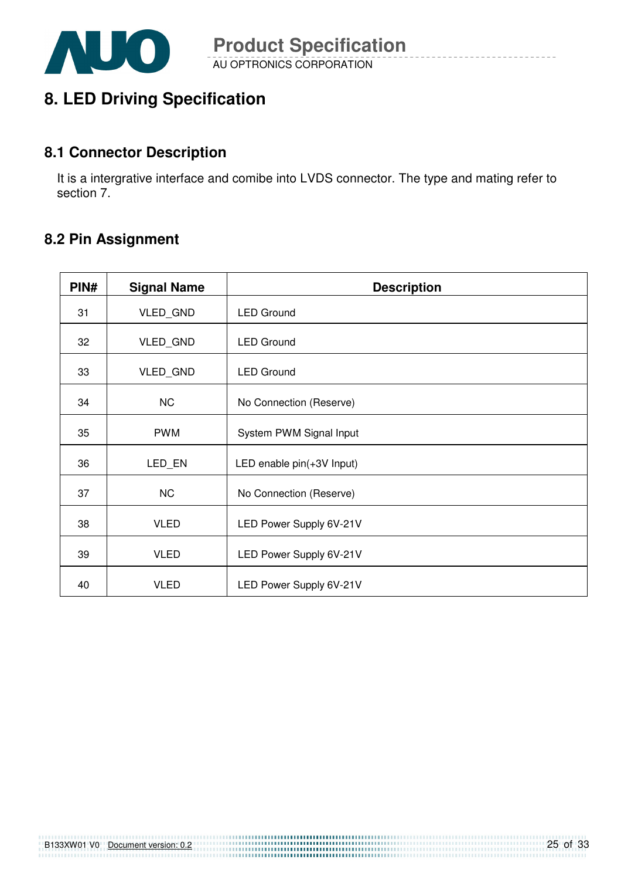# 8. LED Driving Specification

## 8.1 Connector Description

It is a intergrative interface and comibe into LVDS connector. The type and mating refer to section 7.

## 8.2 Pin Assignment

| PIN# | Signal Name | Description |
|---|---|---|
| 31 | VLED_GND | LED Ground |
| 32 | VLED_GND | LED Ground |
| 33 | VLED_GND | LED Ground |
| 34 | NC | No Connection (Reserve) |
| 35 | PWM | System PWM Signal Input |
| 36 | LED_EN | LED enable pin(+3V Input) |
| 37 | NC | No Connection (Reserve) |
| 38 | VLED | LED Power Supply 6V-21V |
| 39 | VLED | LED Power Supply 6V-21V |
| 40 | VLED | LED Power Supply 6V-21V |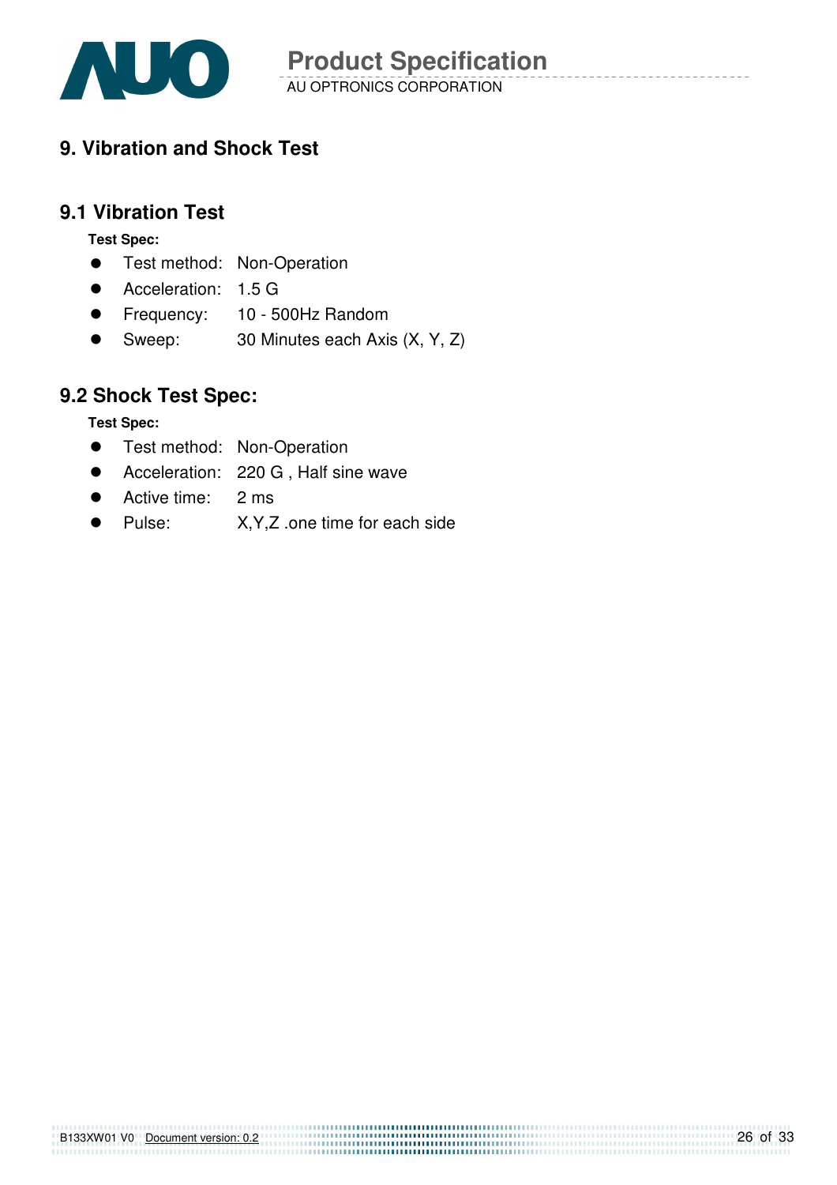# 9. Vibration and Shock Test

## 9.1 Vibration Test

**Test Spec:**

- Test method: Non-Operation
- Acceleration: 1.5 G
- Frequency: 10 - 500Hz Random
- Sweep: 30 Minutes each Axis (X, Y, Z)

## 9.2 Shock Test Spec:

**Test Spec:**

- Test method: Non-Operation
- Acceleration: 220 G , Half sine wave
- Active time: 2 ms
- Pulse: X,Y,Z .one time for each side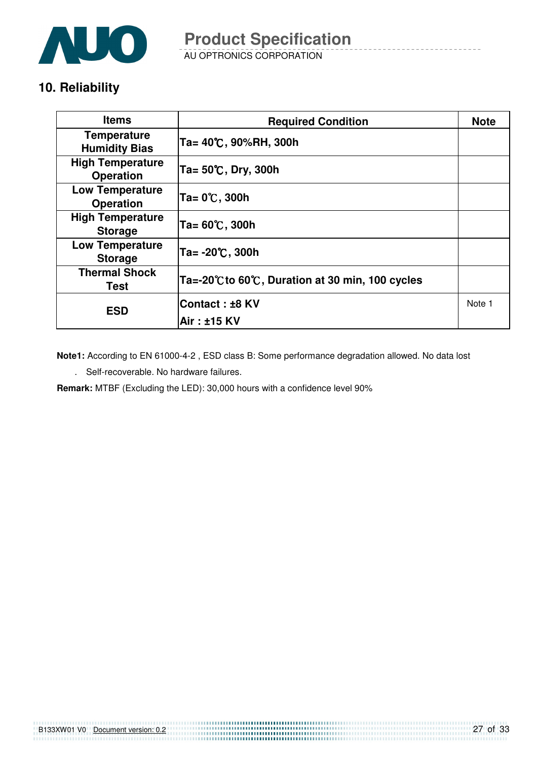## 10. Reliability

| Items | Required Condition | Note |
|---|---|---|
| Temperature Humidity Bias | Ta= 40℃, 90%RH, 300h | |
| High Temperature Operation | Ta= 50℃, Dry, 300h | |
| Low Temperature Operation | Ta= 0℃, 300h | |
| High Temperature Storage | Ta= 60℃, 300h | |
| Low Temperature Storage | Ta= -20℃, 300h | |
| Thermal Shock Test | Ta=-20℃to 60℃, Duration at 30 min, 100 cycles | |
| ESD | Contact : ±8 KV<br>Air : ±15 KV | Note 1 |

**Note1:** According to EN 61000-4-2 , ESD class B: Some performance degradation allowed. No data lost

. Self-recoverable. No hardware failures.

**Remark:** MTBF (Excluding the LED): 30,000 hours with a confidence level 90%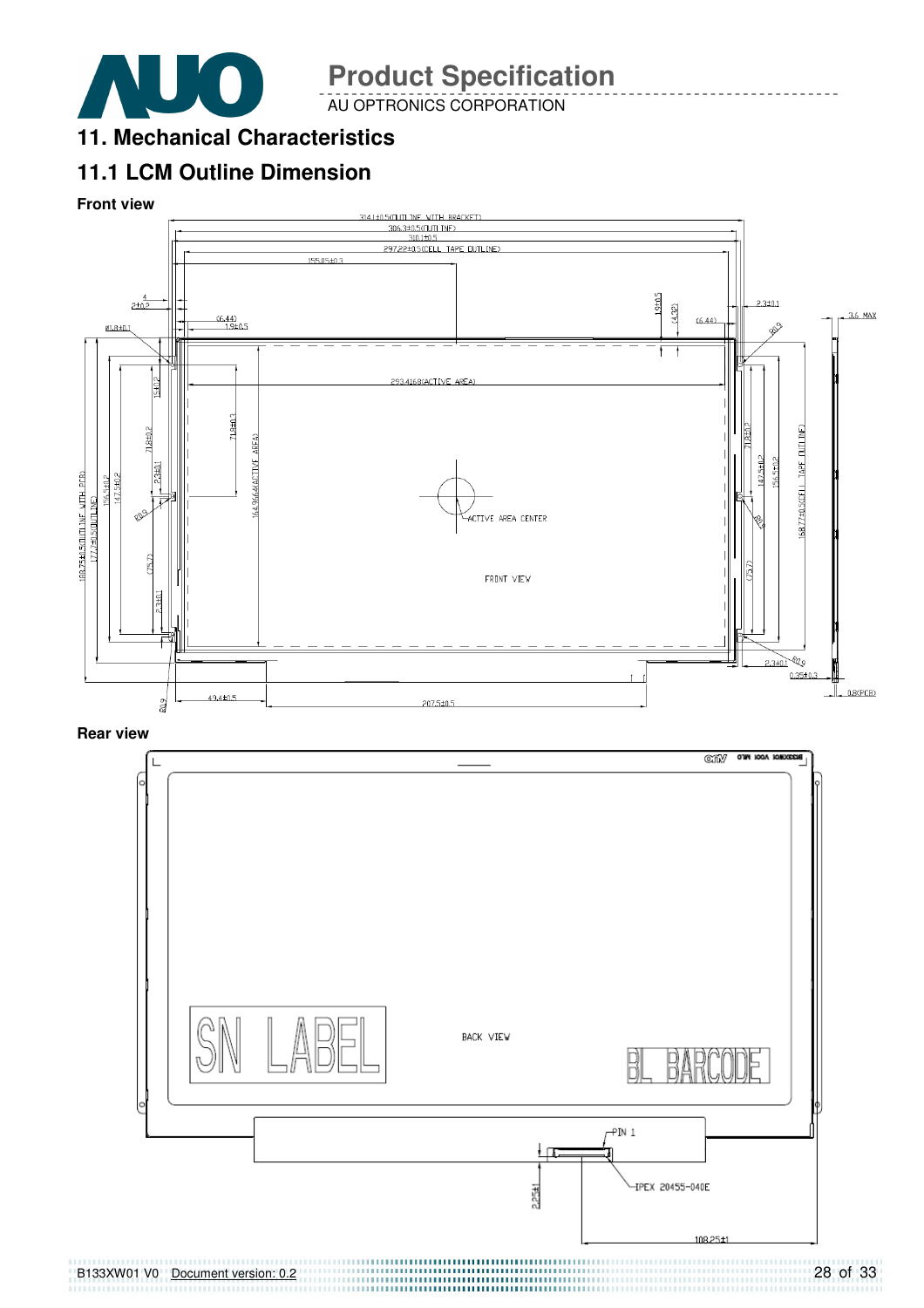## 11. Mechanical Characteristics

### 11.1 LCM Outline Dimension

**Front view**

**Rear view**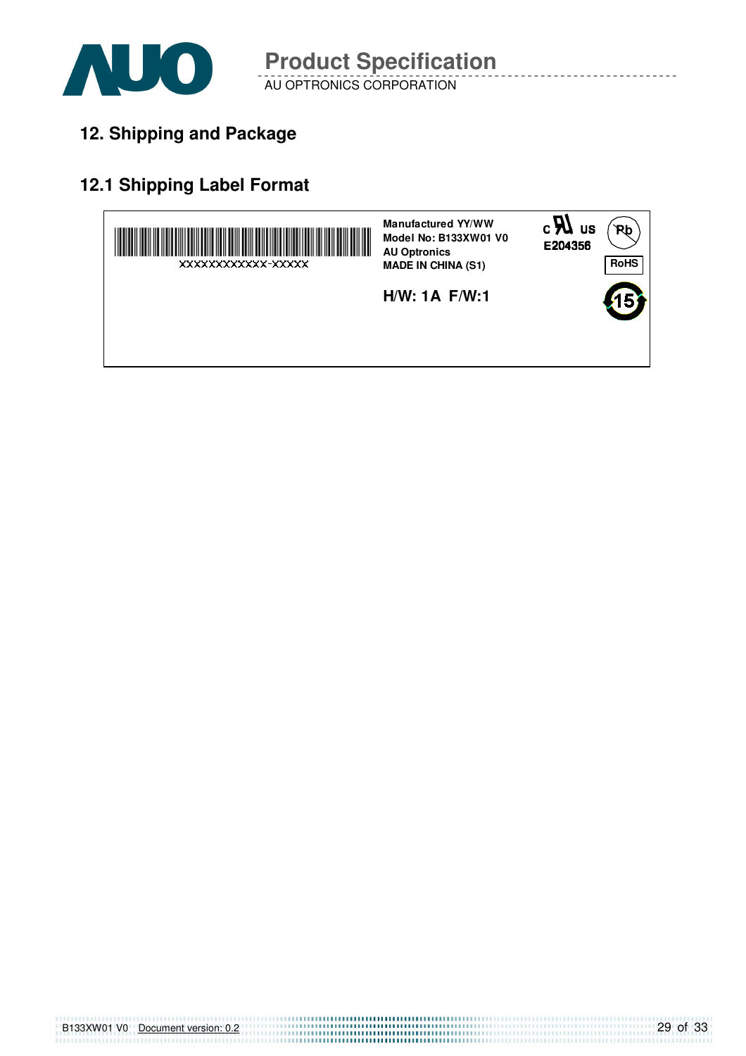## 12. Shipping and Package

### 12.1 Shipping Label Format

XXXXXXXXXXXX-XXXXX

**Manufactured YY/WW**
**Model No: B133XW01 V0**
**AU Optronics**
**MADE IN CHINA (S1)**

**H/W: 1A F/W:1**

c UL us
E204356

Pb

RoHS

15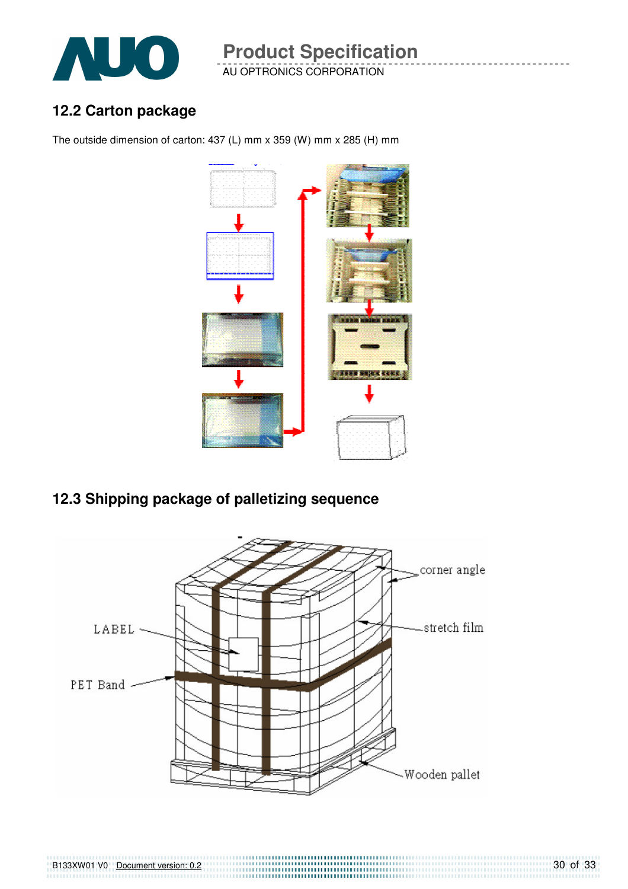## 12.2 Carton package

The outside dimension of carton: 437 (L) mm x 359 (W) mm x 285 (H) mm

## 12.3 Shipping package of palletizing sequence

LABEL

PET Band

corner angle

stretch film

Wooden pallet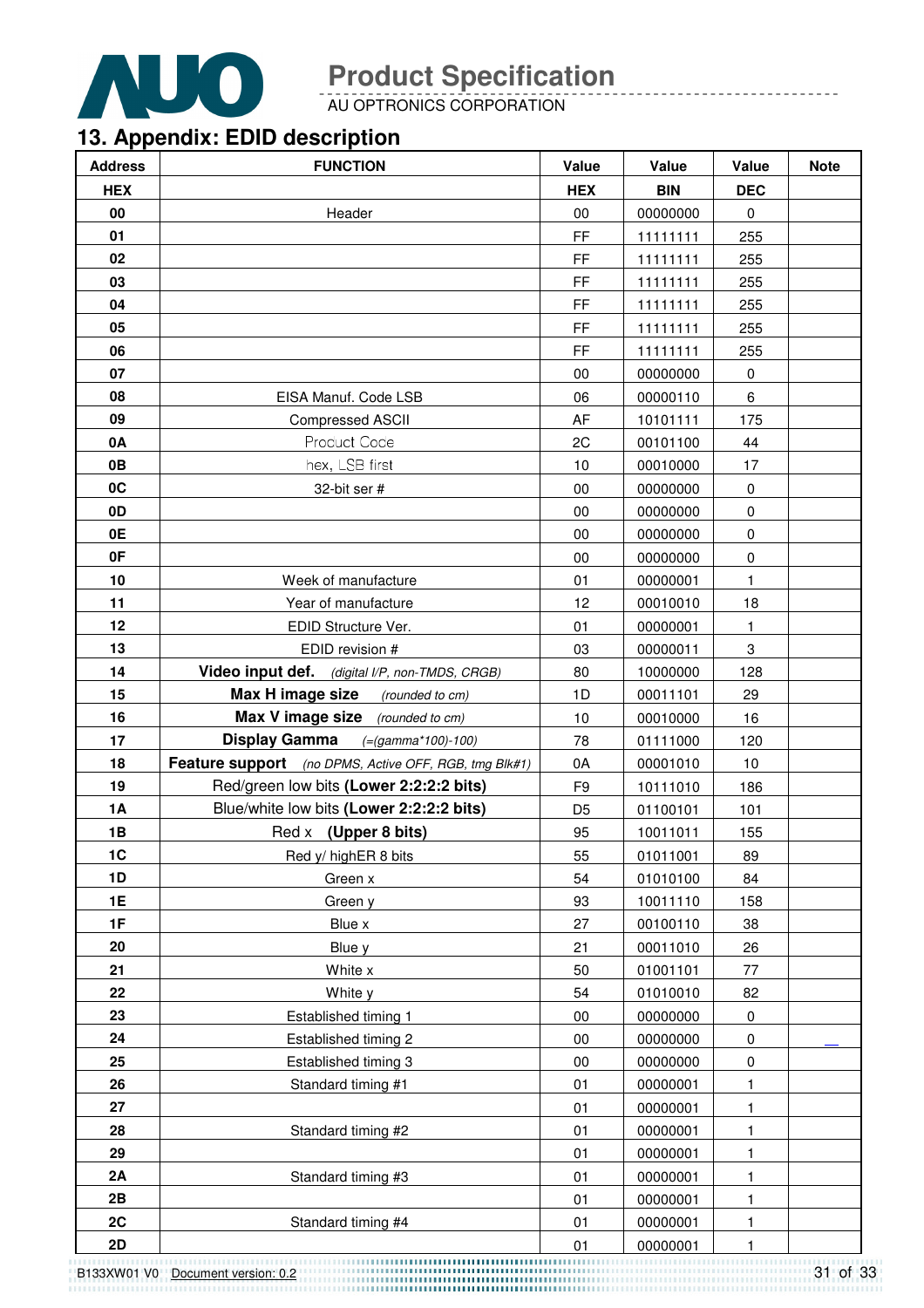## 13. Appendix: EDID description

| Address | FUNCTION | Value | Value | Value | Note |
|---|---|---|---|---|---|
| HEX | | HEX | BIN | DEC | |
| 00 | Header | 00 | 00000000 | 0 | |
| 01 | | FF | 11111111 | 255 | |
| 02 | | FF | 11111111 | 255 | |
| 03 | | FF | 11111111 | 255 | |
| 04 | | FF | 11111111 | 255 | |
| 05 | | FF | 11111111 | 255 | |
| 06 | | FF | 11111111 | 255 | |
| 07 | | 00 | 00000000 | 0 | |
| 08 | EISA Manuf. Code LSB | 06 | 00000110 | 6 | |
| 09 | Compressed ASCII | AF | 10101111 | 175 | |
| 0A | Product Code | 2C | 00101100 | 44 | |
| 0B | hex, LSB first | 10 | 00010000 | 17 | |
| 0C | 32-bit ser # | 00 | 00000000 | 0 | |
| 0D | | 00 | 00000000 | 0 | |
| 0E | | 00 | 00000000 | 0 | |
| 0F | | 00 | 00000000 | 0 | |
| 10 | Week of manufacture | 01 | 00000001 | 1 | |
| 11 | Year of manufacture | 12 | 00010010 | 18 | |
| 12 | EDID Structure Ver. | 01 | 00000001 | 1 | |
| 13 | EDID revision # | 03 | 00000011 | 3 | |
| 14 | **Video input def.** *(digital I/P, non-TMDS, CRGB)* | 80 | 10000000 | 128 | |
| 15 | **Max H image size** *(rounded to cm)* | 1D | 00011101 | 29 | |
| 16 | **Max V image size** *(rounded to cm)* | 10 | 00010000 | 16 | |
| 17 | **Display Gamma** *(=(gamma*100)-100)* | 78 | 01111000 | 120 | |
| 18 | **Feature support** *(no DPMS, Active OFF, RGB, tmg Blk#1)* | 0A | 00001010 | 10 | |
| 19 | Red/green low bits **(Lower 2:2:2:2 bits)** | F9 | 10111010 | 186 | |
| 1A | Blue/white low bits **(Lower 2:2:2:2 bits)** | D5 | 01100101 | 101 | |
| 1B | Red x **(Upper 8 bits)** | 95 | 10011011 | 155 | |
| 1C | Red y/ highER 8 bits | 55 | 01011001 | 89 | |
| 1D | Green x | 54 | 01010100 | 84 | |
| 1E | Green y | 93 | 10011110 | 158 | |
| 1F | Blue x | 27 | 00100110 | 38 | |
| 20 | Blue y | 21 | 00011010 | 26 | |
| 21 | White x | 50 | 01001101 | 77 | |
| 22 | White y | 54 | 01010010 | 82 | |
| 23 | Established timing 1 | 00 | 00000000 | 0 | |
| 24 | Established timing 2 | 00 | 00000000 | 0 | |
| 25 | Established timing 3 | 00 | 00000000 | 0 | |
| 26 | Standard timing #1 | 01 | 00000001 | 1 | |
| 27 | | 01 | 00000001 | 1 | |
| 28 | Standard timing #2 | 01 | 00000001 | 1 | |
| 29 | | 01 | 00000001 | 1 | |
| 2A | Standard timing #3 | 01 | 00000001 | 1 | |
| 2B | | 01 | 00000001 | 1 | |
| 2C | Standard timing #4 | 01 | 00000001 | 1 | |
| 2D | | 01 | 00000001 | 1 | |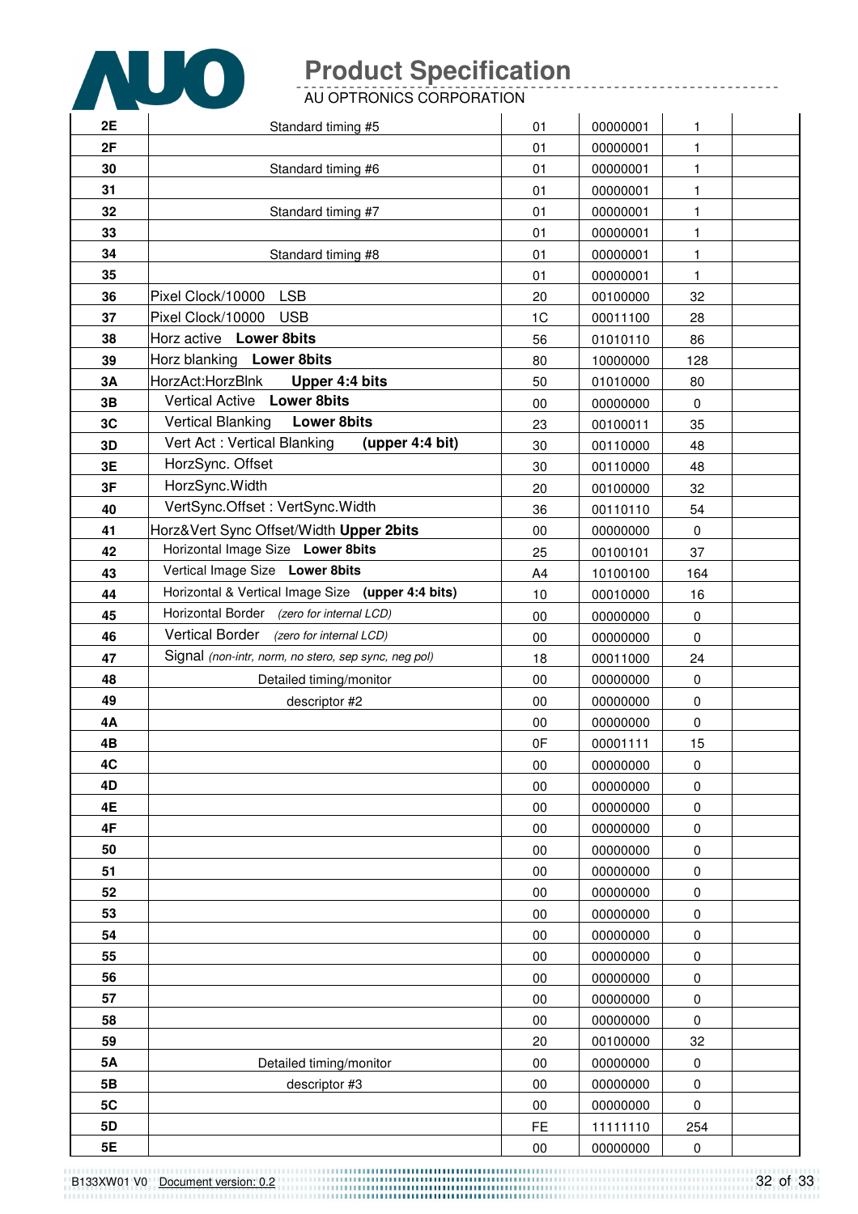| | | | | | |
|---|---|---|---|---|---|
| **2E** | Standard timing #5 | 01 | 00000001 | 1 | |
| **2F** | | 01 | 00000001 | 1 | |
| **30** | Standard timing #6 | 01 | 00000001 | 1 | |
| **31** | | 01 | 00000001 | 1 | |
| **32** | Standard timing #7 | 01 | 00000001 | 1 | |
| **33** | | 01 | 00000001 | 1 | |
| **34** | Standard timing #8 | 01 | 00000001 | 1 | |
| **35** | | 01 | 00000001 | 1 | |
| **36** | Pixel Clock/10000 LSB | 20 | 00100000 | 32 | |
| **37** | Pixel Clock/10000 USB | 1C | 00011100 | 28 | |
| **38** | Horz active **Lower 8bits** | 56 | 01010110 | 86 | |
| **39** | Horz blanking **Lower 8bits** | 80 | 10000000 | 128 | |
| **3A** | HorzAct:HorzBlnk **Upper 4:4 bits** | 50 | 01010000 | 80 | |
| **3B** | Vertical Active **Lower 8bits** | 00 | 00000000 | 0 | |
| **3C** | Vertical Blanking **Lower 8bits** | 23 | 00100011 | 35 | |
| **3D** | Vert Act : Vertical Blanking **(upper 4:4 bit)** | 30 | 00110000 | 48 | |
| **3E** | HorzSync. Offset | 30 | 00110000 | 48 | |
| **3F** | HorzSync.Width | 20 | 00100000 | 32 | |
| **40** | VertSync.Offset : VertSync.Width | 36 | 00110110 | 54 | |
| **41** | Horz&Vert Sync Offset/Width **Upper 2bits** | 00 | 00000000 | 0 | |
| **42** | Horizontal Image Size **Lower 8bits** | 25 | 00100101 | 37 | |
| **43** | Vertical Image Size **Lower 8bits** | A4 | 10100100 | 164 | |
| **44** | Horizontal & Vertical Image Size **(upper 4:4 bits)** | 10 | 00010000 | 16 | |
| **45** | Horizontal Border *(zero for internal LCD)* | 00 | 00000000 | 0 | |
| **46** | Vertical Border *(zero for internal LCD)* | 00 | 00000000 | 0 | |
| **47** | Signal *(non-intr, norm, no stero, sep sync, neg pol)* | 18 | 00011000 | 24 | |
| **48** | Detailed timing/monitor | 00 | 00000000 | 0 | |
| **49** | descriptor #2 | 00 | 00000000 | 0 | |
| **4A** | | 00 | 00000000 | 0 | |
| **4B** | | 0F | 00001111 | 15 | |
| **4C** | | 00 | 00000000 | 0 | |
| **4D** | | 00 | 00000000 | 0 | |
| **4E** | | 00 | 00000000 | 0 | |
| **4F** | | 00 | 00000000 | 0 | |
| **50** | | 00 | 00000000 | 0 | |
| **51** | | 00 | 00000000 | 0 | |
| **52** | | 00 | 00000000 | 0 | |
| **53** | | 00 | 00000000 | 0 | |
| **54** | | 00 | 00000000 | 0 | |
| **55** | | 00 | 00000000 | 0 | |
| **56** | | 00 | 00000000 | 0 | |
| **57** | | 00 | 00000000 | 0 | |
| **58** | | 00 | 00000000 | 0 | |
| **59** | | 20 | 00100000 | 32 | |
| **5A** | Detailed timing/monitor | 00 | 00000000 | 0 | |
| **5B** | descriptor #3 | 00 | 00000000 | 0 | |
| **5C** | | 00 | 00000000 | 0 | |
| **5D** | | FE | 11111110 | 254 | |
| **5E** | | 00 | 00000000 | 0 | |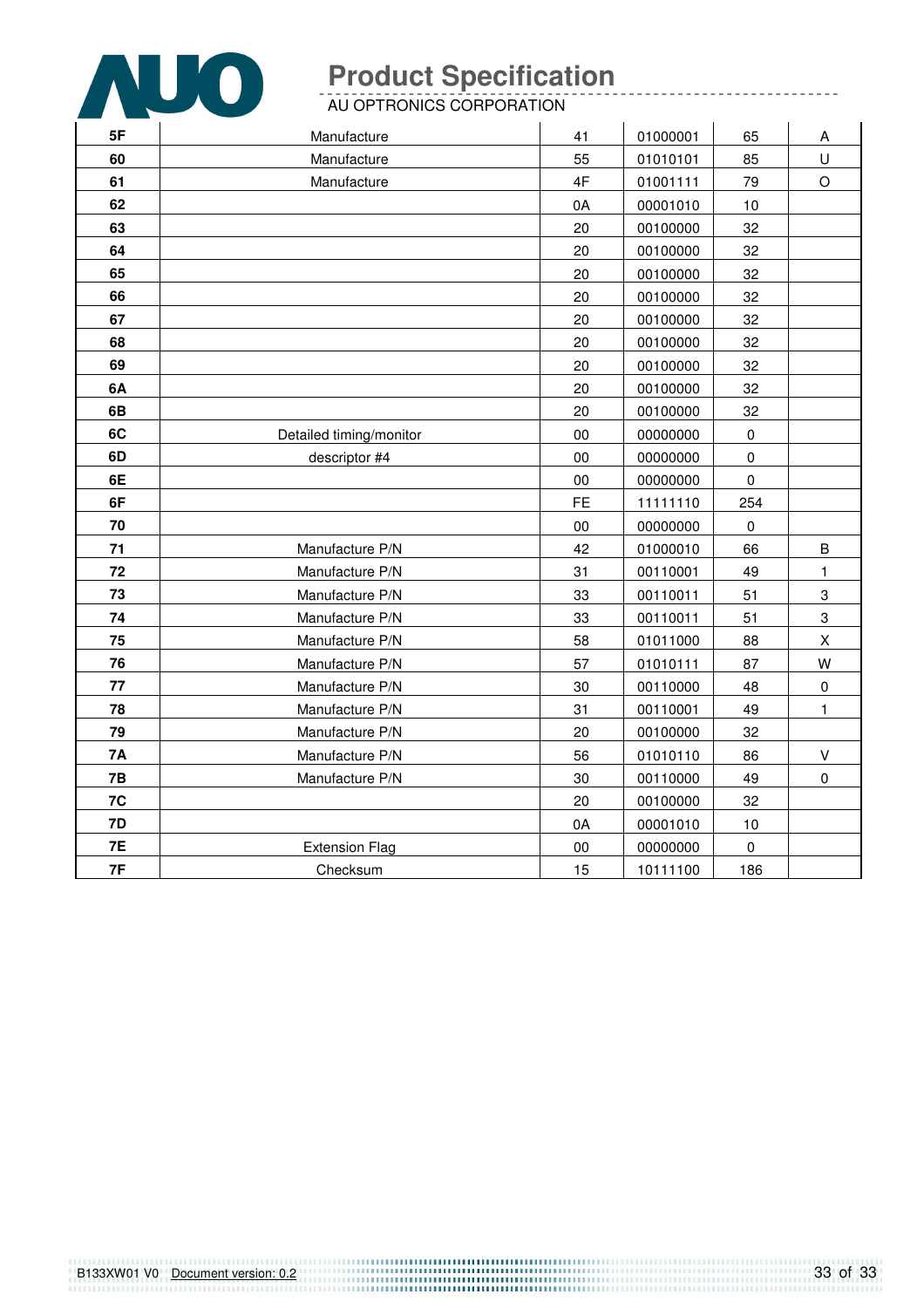| | | | | | |
|---|---|---|---|---|---|
| **5F** | Manufacture | 41 | 01000001 | 65 | A |
| **60** | Manufacture | 55 | 01010101 | 85 | U |
| **61** | Manufacture | 4F | 01001111 | 79 | O |
| **62** | | 0A | 00001010 | 10 | |
| **63** | | 20 | 00100000 | 32 | |
| **64** | | 20 | 00100000 | 32 | |
| **65** | | 20 | 00100000 | 32 | |
| **66** | | 20 | 00100000 | 32 | |
| **67** | | 20 | 00100000 | 32 | |
| **68** | | 20 | 00100000 | 32 | |
| **69** | | 20 | 00100000 | 32 | |
| **6A** | | 20 | 00100000 | 32 | |
| **6B** | | 20 | 00100000 | 32 | |
| **6C** | Detailed timing/monitor | 00 | 00000000 | 0 | |
| **6D** | descriptor #4 | 00 | 00000000 | 0 | |
| **6E** | | 00 | 00000000 | 0 | |
| **6F** | | FE | 11111110 | 254 | |
| **70** | | 00 | 00000000 | 0 | |
| **71** | Manufacture P/N | 42 | 01000010 | 66 | B |
| **72** | Manufacture P/N | 31 | 00110001 | 49 | 1 |
| **73** | Manufacture P/N | 33 | 00110011 | 51 | 3 |
| **74** | Manufacture P/N | 33 | 00110011 | 51 | 3 |
| **75** | Manufacture P/N | 58 | 01011000 | 88 | X |
| **76** | Manufacture P/N | 57 | 01010111 | 87 | W |
| **77** | Manufacture P/N | 30 | 00110000 | 48 | 0 |
| **78** | Manufacture P/N | 31 | 00110001 | 49 | 1 |
| **79** | Manufacture P/N | 20 | 00100000 | 32 | |
| **7A** | Manufacture P/N | 56 | 01010110 | 86 | V |
| **7B** | Manufacture P/N | 30 | 00110000 | 49 | 0 |
| **7C** | | 20 | 00100000 | 32 | |
| **7D** | | 0A | 00001010 | 10 | |
| **7E** | Extension Flag | 00 | 00000000 | 0 | |
| **7F** | Checksum | 15 | 10111100 | 186 | |